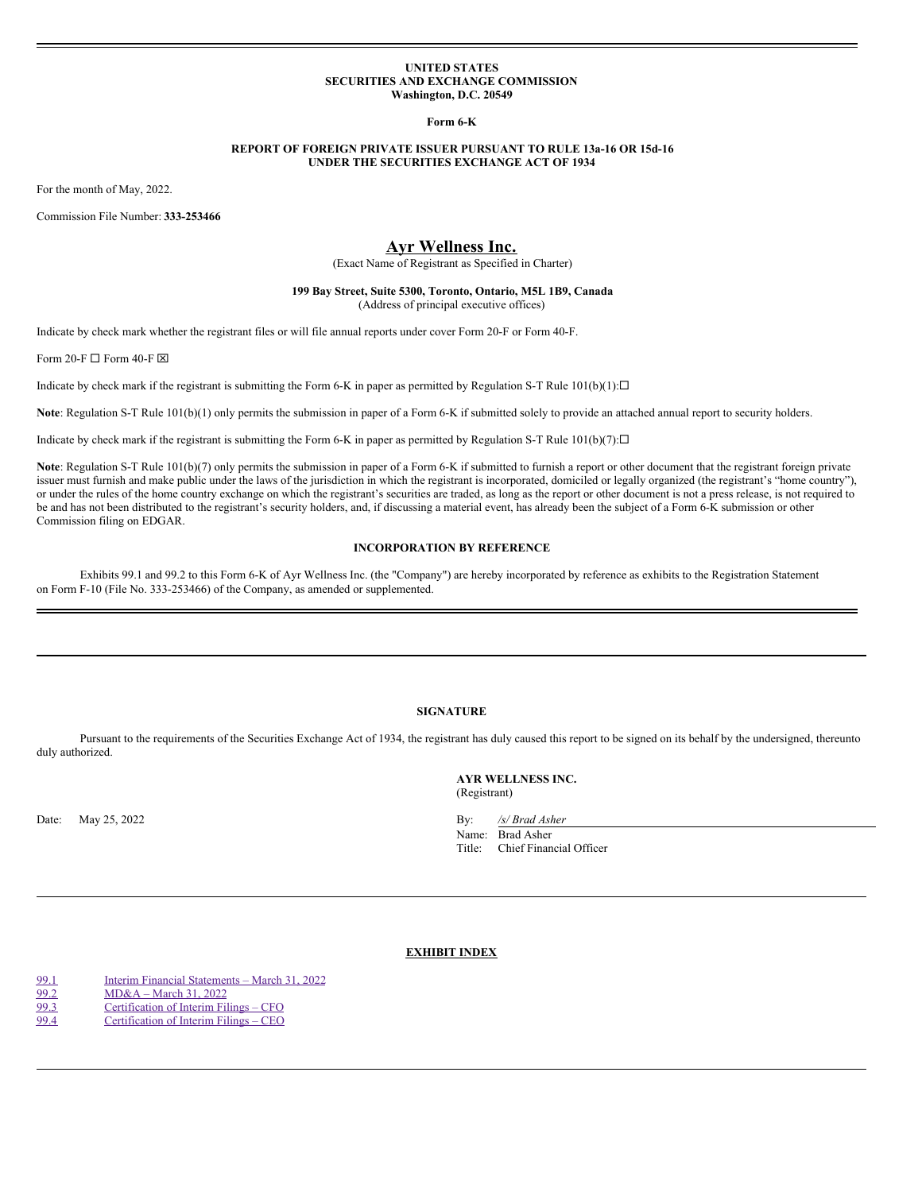**UNITED STATES**
**SECURITIES AND EXCHANGE COMMISSION**
**Washington, D.C. 20549**

**Form 6-K**

**REPORT OF FOREIGN PRIVATE ISSUER PURSUANT TO RULE 13a-16 OR 15d-16**
**UNDER THE SECURITIES EXCHANGE ACT OF 1934**

For the month of May, 2022.

Commission File Number: **333-253466**

# Ayr Wellness Inc.

(Exact Name of Registrant as Specified in Charter)

**199 Bay Street, Suite 5300, Toronto, Ontario, M5L 1B9, Canada**
(Address of principal executive offices)

Indicate by check mark whether the registrant files or will file annual reports under cover Form 20-F or Form 40-F.

Form 20-F ☐ Form 40-F ☒

Indicate by check mark if the registrant is submitting the Form 6-K in paper as permitted by Regulation S-T Rule 101(b)(1):☐

**Note**: Regulation S-T Rule 101(b)(1) only permits the submission in paper of a Form 6-K if submitted solely to provide an attached annual report to security holders.

Indicate by check mark if the registrant is submitting the Form 6-K in paper as permitted by Regulation S-T Rule 101(b)(7):☐

**Note**: Regulation S-T Rule 101(b)(7) only permits the submission in paper of a Form 6-K if submitted to furnish a report or other document that the registrant foreign private issuer must furnish and make public under the laws of the jurisdiction in which the registrant is incorporated, domiciled or legally organized (the registrant's "home country"), or under the rules of the home country exchange on which the registrant's securities are traded, as long as the report or other document is not a press release, is not required to be and has not been distributed to the registrant's security holders, and, if discussing a material event, has already been the subject of a Form 6-K submission or other Commission filing on EDGAR.

**INCORPORATION BY REFERENCE**

Exhibits 99.1 and 99.2 to this Form 6-K of Ayr Wellness Inc. (the "Company") are hereby incorporated by reference as exhibits to the Registration Statement on Form F-10 (File No. 333-253466) of the Company, as amended or supplemented.

---

**SIGNATURE**

Pursuant to the requirements of the Securities Exchange Act of 1934, the registrant has duly caused this report to be signed on its behalf by the undersigned, thereunto duly authorized.

**AYR WELLNESS INC.**
(Registrant)

Date: May 25, 2022

By: */s/ Brad Asher*
Name: Brad Asher
Title: Chief Financial Officer

---

**EXHIBIT INDEX**

| | |
|---|---|
| 99.1 | Interim Financial Statements – March 31, 2022 |
| 99.2 | MD&A – March 31, 2022 |
| 99.3 | Certification of Interim Filings – CFO |
| 99.4 | Certification of Interim Filings – CEO |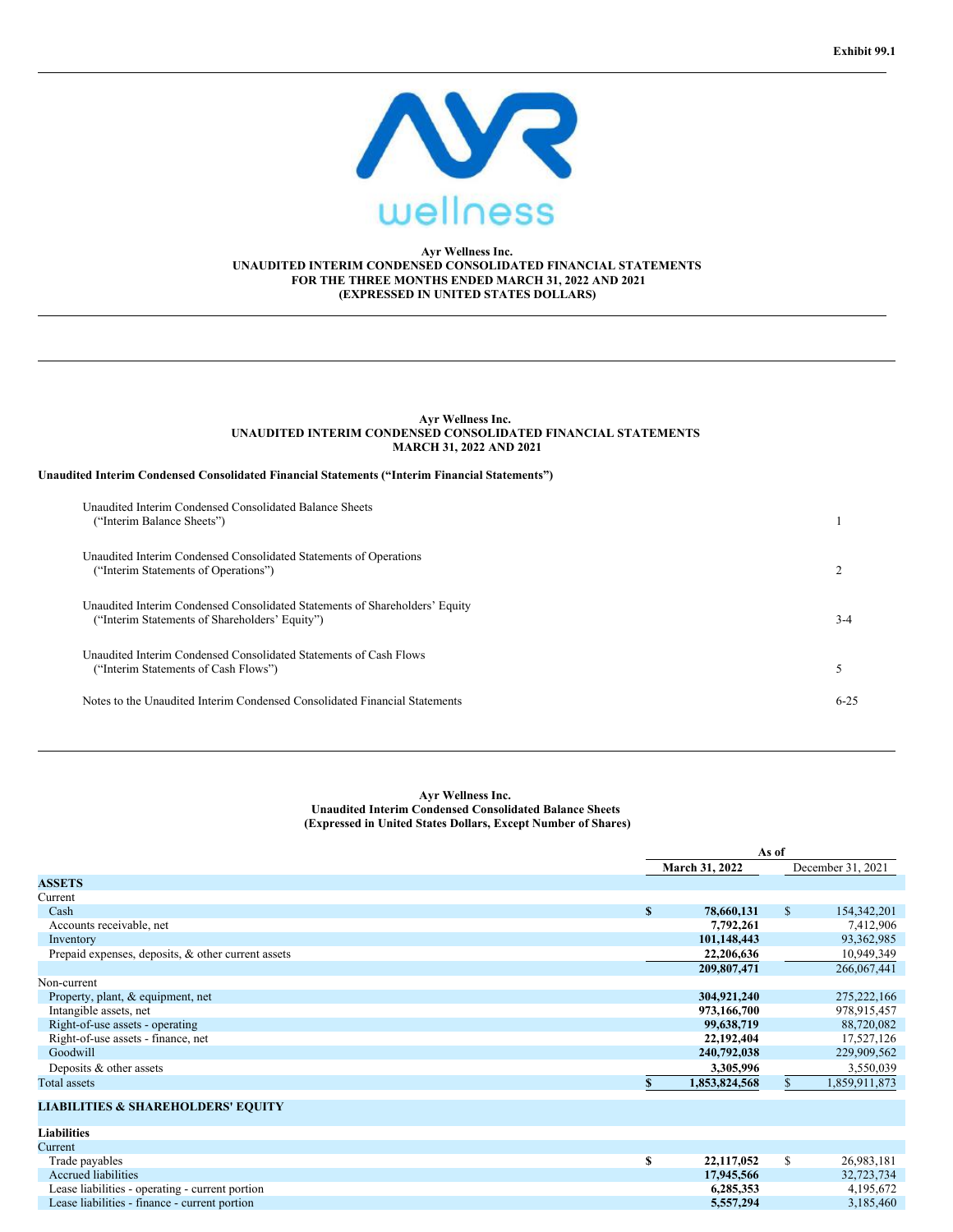**Exhibit 99.1**

Ayr Wellness Inc.
UNAUDITED INTERIM CONDENSED CONSOLIDATED FINANCIAL STATEMENTS
FOR THE THREE MONTHS ENDED MARCH 31, 2022 AND 2021
(EXPRESSED IN UNITED STATES DOLLARS)

Ayr Wellness Inc.
UNAUDITED INTERIM CONDENSED CONSOLIDATED FINANCIAL STATEMENTS
MARCH 31, 2022 AND 2021

**Unaudited Interim Condensed Consolidated Financial Statements ("Interim Financial Statements")**

| | |
|---|---|
| Unaudited Interim Condensed Consolidated Balance Sheets ("Interim Balance Sheets") | 1 |
| Unaudited Interim Condensed Consolidated Statements of Operations ("Interim Statements of Operations") | 2 |
| Unaudited Interim Condensed Consolidated Statements of Shareholders' Equity ("Interim Statements of Shareholders' Equity") | 3-4 |
| Unaudited Interim Condensed Consolidated Statements of Cash Flows ("Interim Statements of Cash Flows") | 5 |
| Notes to the Unaudited Interim Condensed Consolidated Financial Statements | 6-25 |

Ayr Wellness Inc.
Unaudited Interim Condensed Consolidated Balance Sheets
(Expressed in United States Dollars, Except Number of Shares)

| | As of | |
|---|---|---|
| | **March 31, 2022** | December 31, 2021 |
| **ASSETS** | | |
| Current | | |
| Cash | **$ 78,660,131** | $ 154,342,201 |
| Accounts receivable, net | **7,792,261** | 7,412,906 |
| Inventory | **101,148,443** | 93,362,985 |
| Prepaid expenses, deposits, & other current assets | **22,206,636** | 10,949,349 |
| | **209,807,471** | 266,067,441 |
| Non-current | | |
| Property, plant, & equipment, net | **304,921,240** | 275,222,166 |
| Intangible assets, net | **973,166,700** | 978,915,457 |
| Right-of-use assets - operating | **99,638,719** | 88,720,082 |
| Right-of-use assets - finance, net | **22,192,404** | 17,527,126 |
| Goodwill | **240,792,038** | 229,909,562 |
| Deposits & other assets | **3,305,996** | 3,550,039 |
| Total assets | **$ 1,853,824,568** | $ 1,859,911,873 |
| **LIABILITIES & SHAREHOLDERS' EQUITY** | | |
| **Liabilities** | | |
| Current | | |
| Trade payables | **$ 22,117,052** | $ 26,983,181 |
| Accrued liabilities | **17,945,566** | 32,723,734 |
| Lease liabilities - operating - current portion | **6,285,353** | 4,195,672 |
| Lease liabilities - finance - current portion | **5,557,294** | 3,185,460 |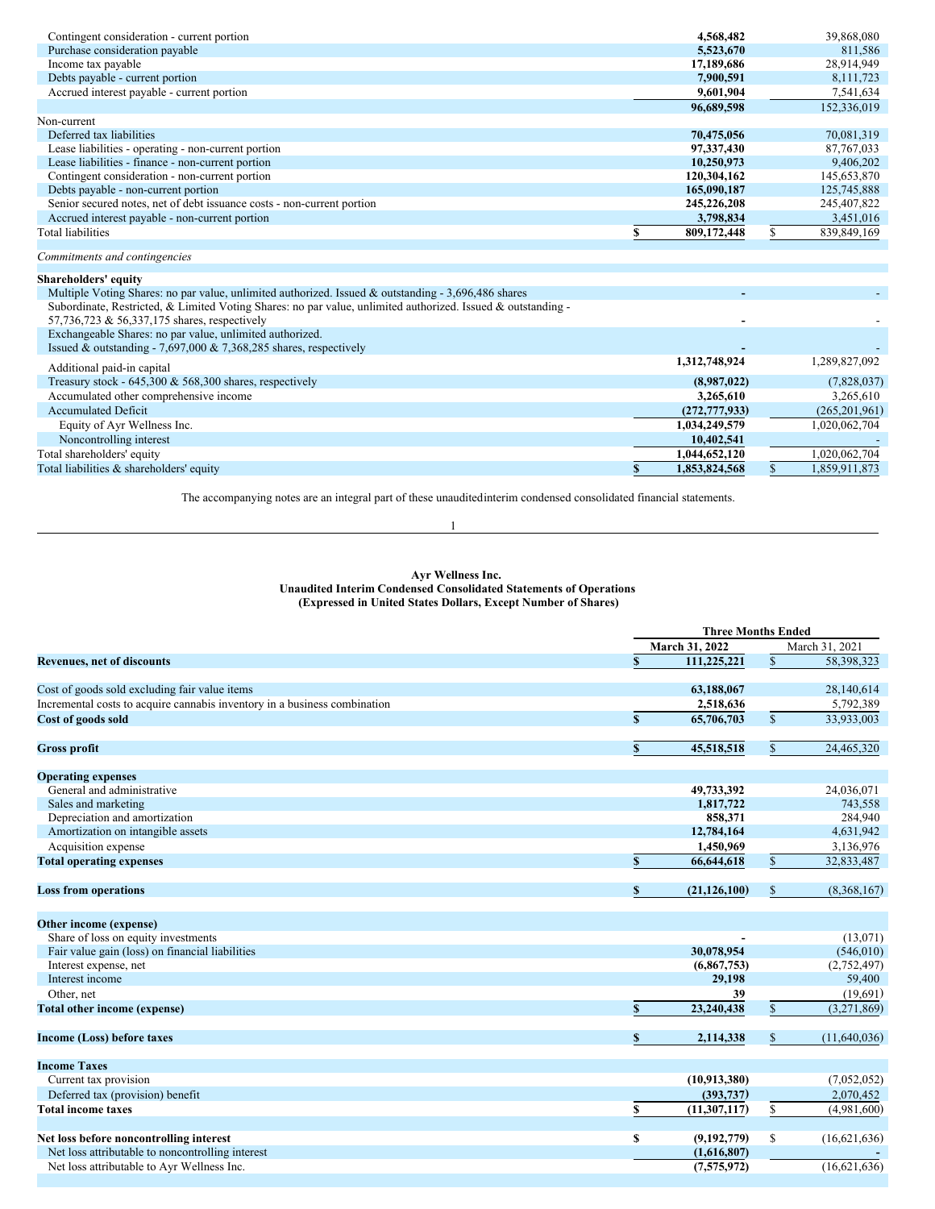| | | |
|---|---|---|
| Contingent consideration - current portion | **4,568,482** | 39,868,080 |
| Purchase consideration payable | **5,523,670** | 811,586 |
| Income tax payable | **17,189,686** | 28,914,949 |
| Debts payable - current portion | **7,900,591** | 8,111,723 |
| Accrued interest payable - current portion | **9,601,904** | 7,541,634 |
| | **96,689,598** | 152,336,019 |
| Non-current | | |
| Deferred tax liabilities | **70,475,056** | 70,081,319 |
| Lease liabilities - operating - non-current portion | **97,337,430** | 87,767,033 |
| Lease liabilities - finance - non-current portion | **10,250,973** | 9,406,202 |
| Contingent consideration - non-current portion | **120,304,162** | 145,653,870 |
| Debts payable - non-current portion | **165,090,187** | 125,745,888 |
| Senior secured notes, net of debt issuance costs - non-current portion | **245,226,208** | 245,407,822 |
| Accrued interest payable - non-current portion | **3,798,834** | 3,451,016 |
| Total liabilities | **$ 809,172,448** | $ 839,849,169 |
| *Commitments and contingencies* | | |
| **Shareholders' equity** | | |
| Multiple Voting Shares: no par value, unlimited authorized. Issued & outstanding - 3,696,486 shares | **-** | - |
| Subordinate, Restricted, & Limited Voting Shares: no par value, unlimited authorized. Issued & outstanding - 57,736,723 & 56,337,175 shares, respectively | **-** | - |
| Exchangeable Shares: no par value, unlimited authorized. Issued & outstanding - 7,697,000 & 7,368,285 shares, respectively | **-** | - |
| Additional paid-in capital | **1,312,748,924** | 1,289,827,092 |
| Treasury stock - 645,300 & 568,300 shares, respectively | **(8,987,022)** | (7,828,037) |
| Accumulated other comprehensive income | **3,265,610** | 3,265,610 |
| Accumulated Deficit | **(272,777,933)** | (265,201,961) |
| Equity of Ayr Wellness Inc. | **1,034,249,579** | 1,020,062,704 |
| Noncontrolling interest | **10,402,541** | - |
| Total shareholders' equity | **1,044,652,120** | 1,020,062,704 |
| Total liabilities & shareholders' equity | **$ 1,853,824,568** | $ 1,859,911,873 |

The accompanying notes are an integral part of these unaudited interim condensed consolidated financial statements.

**Ayr Wellness Inc.**
**Unaudited Interim Condensed Consolidated Statements of Operations**
**(Expressed in United States Dollars, Except Number of Shares)**

| | Three Months Ended | |
|---|---|---|
| | **March 31, 2022** | March 31, 2021 |
| **Revenues, net of discounts** | **$ 111,225,221** | $ 58,398,323 |
| Cost of goods sold excluding fair value items | **63,188,067** | 28,140,614 |
| Incremental costs to acquire cannabis inventory in a business combination | **2,518,636** | 5,792,389 |
| **Cost of goods sold** | **$ 65,706,703** | $ 33,933,003 |
| **Gross profit** | **$ 45,518,518** | $ 24,465,320 |
| **Operating expenses** | | |
| General and administrative | **49,733,392** | 24,036,071 |
| Sales and marketing | **1,817,722** | 743,558 |
| Depreciation and amortization | **858,371** | 284,940 |
| Amortization on intangible assets | **12,784,164** | 4,631,942 |
| Acquisition expense | **1,450,969** | 3,136,976 |
| **Total operating expenses** | **$ 66,644,618** | $ 32,833,487 |
| **Loss from operations** | **$ (21,126,100)** | $ (8,368,167) |
| **Other income (expense)** | | |
| Share of loss on equity investments | **-** | (13,071) |
| Fair value gain (loss) on financial liabilities | **30,078,954** | (546,010) |
| Interest expense, net | **(6,867,753)** | (2,752,497) |
| Interest income | **29,198** | 59,400 |
| Other, net | **39** | (19,691) |
| **Total other income (expense)** | **$ 23,240,438** | $ (3,271,869) |
| **Income (Loss) before taxes** | **$ 2,114,338** | $ (11,640,036) |
| **Income Taxes** | | |
| Current tax provision | **(10,913,380)** | (7,052,052) |
| Deferred tax (provision) benefit | **(393,737)** | 2,070,452 |
| **Total income taxes** | **$ (11,307,117)** | $ (4,981,600) |
| **Net loss before noncontrolling interest** | **$ (9,192,779)** | $ (16,621,636) |
| Net loss attributable to noncontrolling interest | **(1,616,807)** | - |
| Net loss attributable to Ayr Wellness Inc. | **(7,575,972)** | (16,621,636) |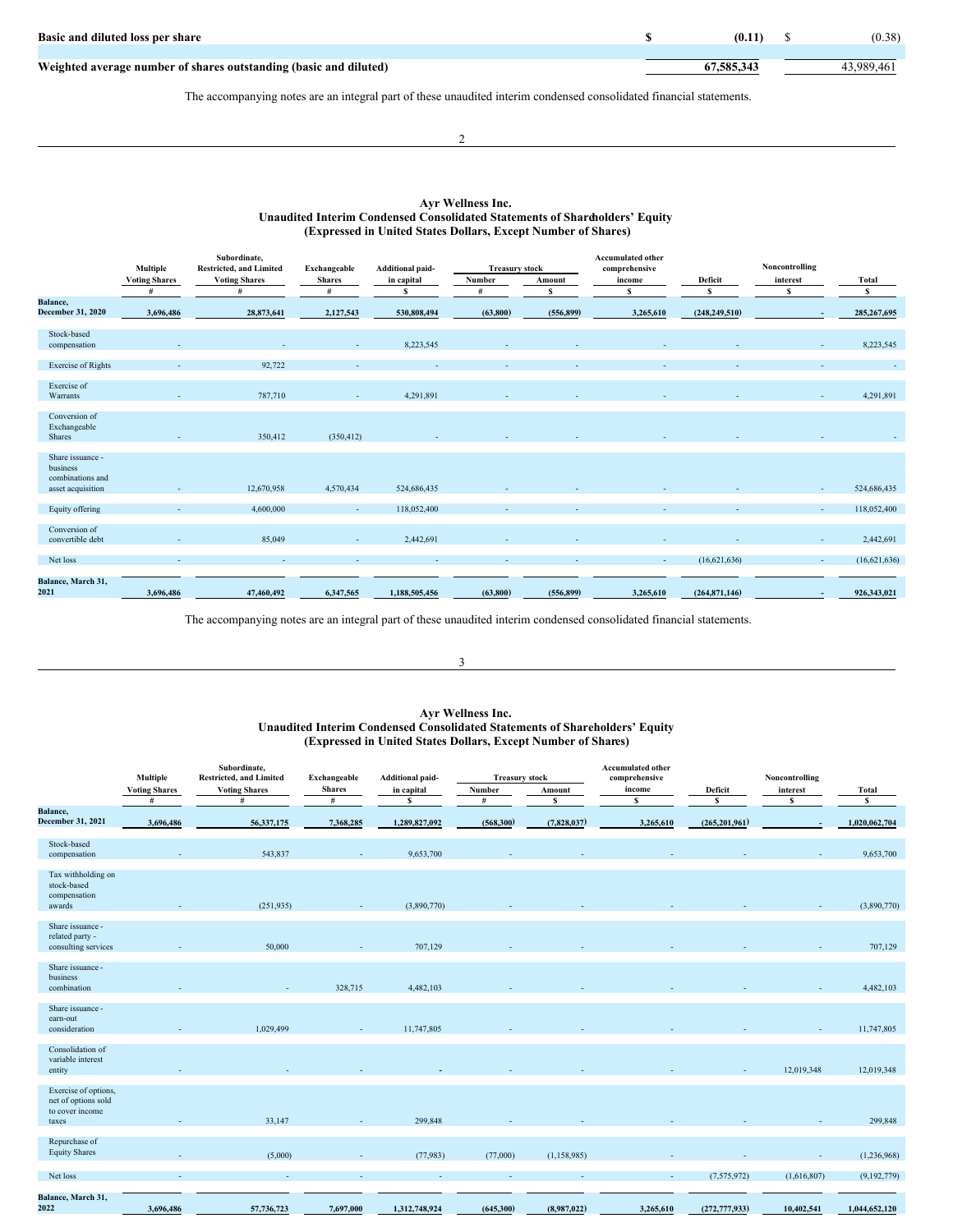| | | |
|---|---|---|
| **Basic and diluted loss per share** | **$ (0.11)** | $ (0.38) |
| **Weighted average number of shares outstanding (basic and diluted)** | **67,585,343** | 43,989,461 |

The accompanying notes are an integral part of these unaudited interim condensed consolidated financial statements.

## Ayr Wellness Inc.
### Unaudited Interim Condensed Consolidated Statements of Shareholders' Equity
### (Expressed in United States Dollars, Except Number of Shares)

| | Multiple Voting Shares | Subordinate, Restricted, and Limited Voting Shares | Exchangeable Shares | Additional paid-in capital | Treasury stock | | Accumulated other comprehensive income | Deficit | Noncontrolling interest | Total |
|---|---|---|---|---|---|---|---|---|---|---|
| | | | | | Number | Amount | | | | |
| | # | # | # | $ | # | $ | $ | $ | $ | $ |
| **Balance, December 31, 2020** | **3,696,486** | **28,873,641** | **2,127,543** | **530,808,494** | **(63,800)** | **(556,899)** | **3,265,610** | **(248,249,510)** | **-** | **285,267,695** |
| Stock-based compensation | - | - | - | 8,223,545 | - | - | - | - | - | 8,223,545 |
| Exercise of Rights | - | 92,722 | - | - | - | - | - | - | - | - |
| Exercise of Warrants | - | 787,710 | - | 4,291,891 | - | - | - | - | - | 4,291,891 |
| Conversion of Exchangeable Shares | - | 350,412 | (350,412) | - | - | - | - | - | - | - |
| Share issuance - business combinations and asset acquisition | - | 12,670,958 | 4,570,434 | 524,686,435 | - | - | - | - | - | 524,686,435 |
| Equity offering | - | 4,600,000 | - | 118,052,400 | - | - | - | - | - | 118,052,400 |
| Conversion of convertible debt | - | 85,049 | - | 2,442,691 | - | - | - | - | - | 2,442,691 |
| Net loss | - | - | - | - | - | - | - | (16,621,636) | - | (16,621,636) |
| **Balance, March 31, 2021** | **3,696,486** | **47,460,492** | **6,347,565** | **1,188,505,456** | **(63,800)** | **(556,899)** | **3,265,610** | **(264,871,146)** | **-** | **926,343,021** |

The accompanying notes are an integral part of these unaudited interim condensed consolidated financial statements.

## Ayr Wellness Inc.
### Unaudited Interim Condensed Consolidated Statements of Shareholders' Equity
### (Expressed in United States Dollars, Except Number of Shares)

| | Multiple Voting Shares | Subordinate, Restricted, and Limited Voting Shares | Exchangeable Shares | Additional paid-in capital | Treasury stock | | Accumulated other comprehensive income | Deficit | Noncontrolling interest | Total |
|---|---|---|---|---|---|---|---|---|---|---|
| | | | | | Number | Amount | | | | |
| | # | # | # | $ | # | $ | $ | $ | $ | $ |
| **Balance, December 31, 2021** | **3,696,486** | **56,337,175** | **7,368,285** | **1,289,827,092** | **(568,300)** | **(7,828,037)** | **3,265,610** | **(265,201,961)** | **-** | **1,020,062,704** |
| Stock-based compensation | - | 543,837 | - | 9,653,700 | - | - | - | - | - | 9,653,700 |
| Tax withholding on stock-based compensation awards | - | (251,935) | - | (3,890,770) | - | - | - | - | - | (3,890,770) |
| Share issuance - related party - consulting services | - | 50,000 | - | 707,129 | - | - | - | - | - | 707,129 |
| Share issuance - business combination | - | - | 328,715 | 4,482,103 | - | - | - | - | - | 4,482,103 |
| Share issuance - earn-out consideration | - | 1,029,499 | - | 11,747,805 | - | - | - | - | - | 11,747,805 |
| Consolidation of variable interest entity | - | - | - | - | - | - | - | - | 12,019,348 | 12,019,348 |
| Exercise of options, net of options sold to cover income taxes | - | 33,147 | - | 299,848 | - | - | - | - | - | 299,848 |
| Repurchase of Equity Shares | - | (5,000) | - | (77,983) | (77,000) | (1,158,985) | - | - | - | (1,236,968) |
| Net loss | - | - | - | - | - | - | - | (7,575,972) | (1,616,807) | (9,192,779) |
| **Balance, March 31, 2022** | **3,696,486** | **57,736,723** | **7,697,000** | **1,312,748,924** | **(645,300)** | **(8,987,022)** | **3,265,610** | **(272,777,933)** | **10,402,541** | **1,044,652,120** |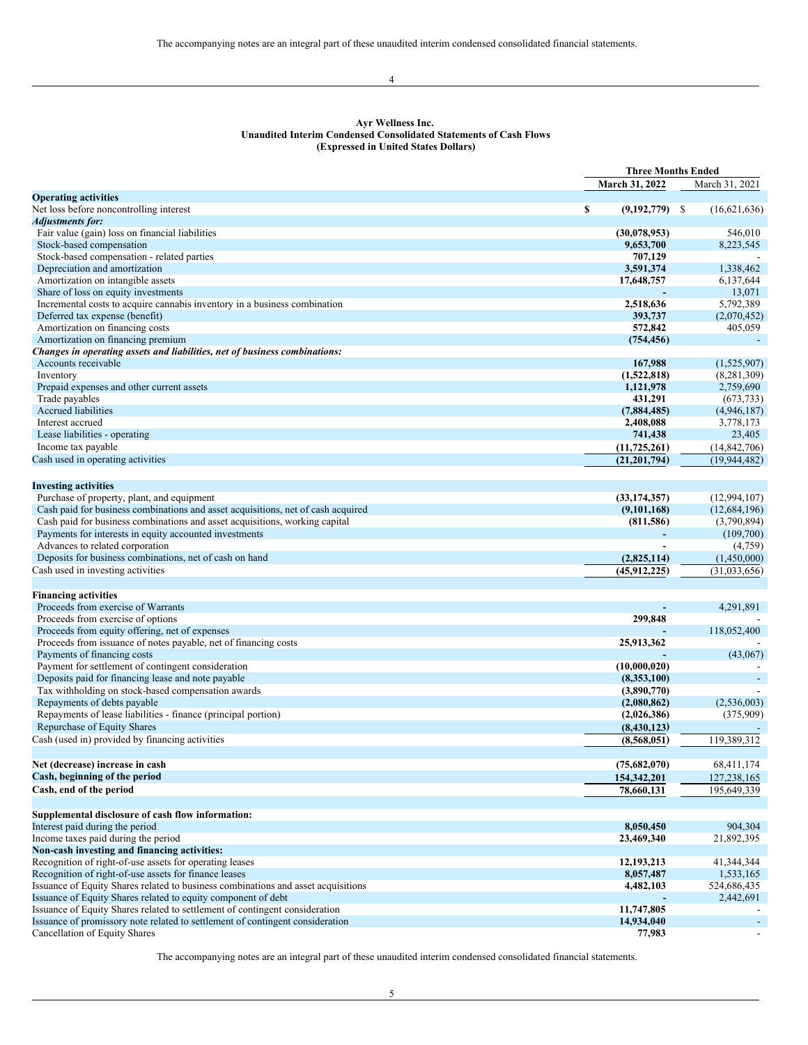The accompanying notes are an integral part of these unaudited interim condensed consolidated financial statements.

**Ayr Wellness Inc.**
**Unaudited Interim Condensed Consolidated Statements of Cash Flows**
**(Expressed in United States Dollars)**

| | Three Months Ended | |
|---|---|---|
| | **March 31, 2022** | March 31, 2021 |
| **Operating activities** | | |
| Net loss before noncontrolling interest | **$ (9,192,779)** | $ (16,621,636) |
| ***Adjustments for:*** | | |
| Fair value (gain) loss on financial liabilities | **(30,078,953)** | 546,010 |
| Stock-based compensation | **9,653,700** | 8,223,545 |
| Stock-based compensation - related parties | **707,129** | - |
| Depreciation and amortization | **3,591,374** | 1,338,462 |
| Amortization on intangible assets | **17,648,757** | 6,137,644 |
| Share of loss on equity investments | **-** | 13,071 |
| Incremental costs to acquire cannabis inventory in a business combination | **2,518,636** | 5,792,389 |
| Deferred tax expense (benefit) | **393,737** | (2,070,452) |
| Amortization on financing costs | **572,842** | 405,059 |
| Amortization on financing premium | **(754,456)** | - |
| ***Changes in operating assets and liabilities, net of business combinations:*** | | |
| Accounts receivable | **167,988** | (1,525,907) |
| Inventory | **(1,522,818)** | (8,281,309) |
| Prepaid expenses and other current assets | **1,121,978** | 2,759,690 |
| Trade payables | **431,291** | (673,733) |
| Accrued liabilities | **(7,884,485)** | (4,946,187) |
| Interest accrued | **2,408,088** | 3,778,173 |
| Lease liabilities - operating | **741,438** | 23,405 |
| Income tax payable | **(11,725,261)** | (14,842,706) |
| Cash used in operating activities | **(21,201,794)** | (19,944,482) |
| | | |
| **Investing activities** | | |
| Purchase of property, plant, and equipment | **(33,174,357)** | (12,994,107) |
| Cash paid for business combinations and asset acquisitions, net of cash acquired | **(9,101,168)** | (12,684,196) |
| Cash paid for business combinations and asset acquisitions, working capital | **(811,586)** | (3,790,894) |
| Payments for interests in equity accounted investments | **-** | (109,700) |
| Advances to related corporation | **-** | (4,759) |
| Deposits for business combinations, net of cash on hand | **(2,825,114)** | (1,450,000) |
| Cash used in investing activities | **(45,912,225)** | (31,033,656) |
| | | |
| **Financing activities** | | |
| Proceeds from exercise of Warrants | **-** | 4,291,891 |
| Proceeds from exercise of options | **299,848** | - |
| Proceeds from equity offering, net of expenses | **-** | 118,052,400 |
| Proceeds from issuance of notes payable, net of financing costs | **25,913,362** | - |
| Payments of financing costs | **-** | (43,067) |
| Payment for settlement of contingent consideration | **(10,000,020)** | - |
| Deposits paid for financing lease and note payable | **(8,353,100)** | - |
| Tax withholding on stock-based compensation awards | **(3,890,770)** | - |
| Repayments of debts payable | **(2,080,862)** | (2,536,003) |
| Repayments of lease liabilities - finance (principal portion) | **(2,026,386)** | (375,909) |
| Repurchase of Equity Shares | **(8,430,123)** | - |
| Cash (used in) provided by financing activities | **(8,568,051)** | 119,389,312 |
| | | |
| **Net (decrease) increase in cash** | **(75,682,070)** | 68,411,174 |
| **Cash, beginning of the period** | **154,342,201** | 127,238,165 |
| **Cash, end of the period** | **78,660,131** | 195,649,339 |
| | | |
| **Supplemental disclosure of cash flow information:** | | |
| Interest paid during the period | **8,050,450** | 904,304 |
| Income taxes paid during the period | **23,469,340** | 21,892,395 |
| **Non-cash investing and financing activities:** | | |
| Recognition of right-of-use assets for operating leases | **12,193,213** | 41,344,344 |
| Recognition of right-of-use assets for finance leases | **8,057,487** | 1,533,165 |
| Issuance of Equity Shares related to business combinations and asset acquisitions | **4,482,103** | 524,686,435 |
| Issuance of Equity Shares related to equity component of debt | **-** | 2,442,691 |
| Issuance of Equity Shares related to settlement of contingent consideration | **11,747,805** | - |
| Issuance of promissory note related to settlement of contingent consideration | **14,934,040** | - |
| Cancellation of Equity Shares | **77,983** | - |

The accompanying notes are an integral part of these unaudited interim condensed consolidated financial statements.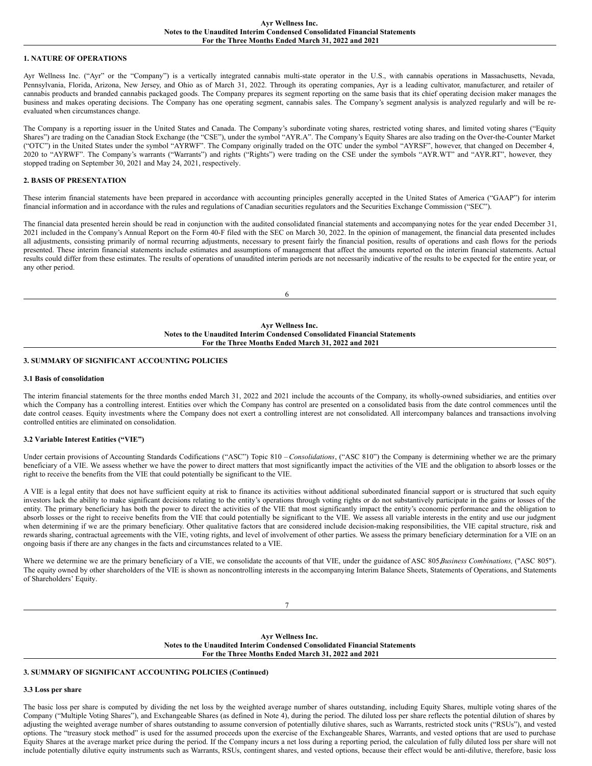## 1. NATURE OF OPERATIONS

Ayr Wellness Inc. ("Ayr" or the "Company") is a vertically integrated cannabis multi-state operator in the U.S., with cannabis operations in Massachusetts, Nevada, Pennsylvania, Florida, Arizona, New Jersey, and Ohio as of March 31, 2022. Through its operating companies, Ayr is a leading cultivator, manufacturer, and retailer of cannabis products and branded cannabis packaged goods. The Company prepares its segment reporting on the same basis that its chief operating decision maker manages the business and makes operating decisions. The Company has one operating segment, cannabis sales. The Company's segment analysis is analyzed regularly and will be re-evaluated when circumstances change.

The Company is a reporting issuer in the United States and Canada. The Company's subordinate voting shares, restricted voting shares, and limited voting shares ("Equity Shares") are trading on the Canadian Stock Exchange (the "CSE"), under the symbol "AYR.A". The Company's Equity Shares are also trading on the Over-the-Counter Market ("OTC") in the United States under the symbol "AYRWF". The Company originally traded on the OTC under the symbol "AYRSF", however, that changed on December 4, 2020 to "AYRWF". The Company's warrants ("Warrants") and rights ("Rights") were trading on the CSE under the symbols "AYR.WT" and "AYR.RT", however, they stopped trading on September 30, 2021 and May 24, 2021, respectively.

## 2. BASIS OF PRESENTATION

These interim financial statements have been prepared in accordance with accounting principles generally accepted in the United States of America ("GAAP") for interim financial information and in accordance with the rules and regulations of Canadian securities regulators and the Securities Exchange Commission ("SEC").

The financial data presented herein should be read in conjunction with the audited consolidated financial statements and accompanying notes for the year ended December 31, 2021 included in the Company's Annual Report on the Form 40-F filed with the SEC on March 30, 2022. In the opinion of management, the financial data presented includes all adjustments, consisting primarily of normal recurring adjustments, necessary to present fairly the financial position, results of operations and cash flows for the periods presented. These interim financial statements include estimates and assumptions of management that affect the amounts reported on the interim financial statements. Actual results could differ from these estimates. The results of operations of unaudited interim periods are not necessarily indicative of the results to be expected for the entire year, or any other period.

## 3. SUMMARY OF SIGNIFICANT ACCOUNTING POLICIES

### 3.1 Basis of consolidation

The interim financial statements for the three months ended March 31, 2022 and 2021 include the accounts of the Company, its wholly-owned subsidiaries, and entities over which the Company has a controlling interest. Entities over which the Company has control are presented on a consolidated basis from the date control commences until the date control ceases. Equity investments where the Company does not exert a controlling interest are not consolidated. All intercompany balances and transactions involving controlled entities are eliminated on consolidation.

### 3.2 Variable Interest Entities ("VIE")

Under certain provisions of Accounting Standards Codifications ("ASC") Topic 810 – *Consolidations*, ("ASC 810") the Company is determining whether we are the primary beneficiary of a VIE. We assess whether we have the power to direct matters that most significantly impact the activities of the VIE and the obligation to absorb losses or the right to receive the benefits from the VIE that could potentially be significant to the VIE.

A VIE is a legal entity that does not have sufficient equity at risk to finance its activities without additional subordinated financial support or is structured that such equity investors lack the ability to make significant decisions relating to the entity's operations through voting rights or do not substantively participate in the gains or losses of the entity. The primary beneficiary has both the power to direct the activities of the VIE that most significantly impact the entity's economic performance and the obligation to absorb losses or the right to receive benefits from the VIE that could potentially be significant to the VIE. We assess all variable interests in the entity and use our judgment when determining if we are the primary beneficiary. Other qualitative factors that are considered include decision-making responsibilities, the VIE capital structure, risk and rewards sharing, contractual agreements with the VIE, voting rights, and level of involvement of other parties. We assess the primary beneficiary determination for a VIE on an ongoing basis if there are any changes in the facts and circumstances related to a VIE.

Where we determine we are the primary beneficiary of a VIE, we consolidate the accounts of that VIE, under the guidance of ASC 805 *Business Combinations,* ("ASC 805"). The equity owned by other shareholders of the VIE is shown as noncontrolling interests in the accompanying Interim Balance Sheets, Statements of Operations, and Statements of Shareholders' Equity.

## 3. SUMMARY OF SIGNIFICANT ACCOUNTING POLICIES (Continued)

### 3.3 Loss per share

The basic loss per share is computed by dividing the net loss by the weighted average number of shares outstanding, including Equity Shares, multiple voting shares of the Company ("Multiple Voting Shares"), and Exchangeable Shares (as defined in Note 4), during the period. The diluted loss per share reflects the potential dilution of shares by adjusting the weighted average number of shares outstanding to assume conversion of potentially dilutive shares, such as Warrants, restricted stock units ("RSUs"), and vested options. The "treasury stock method" is used for the assumed proceeds upon the exercise of the Exchangeable Shares, Warrants, and vested options that are used to purchase Equity Shares at the average market price during the period. If the Company incurs a net loss during a reporting period, the calculation of fully diluted loss per share will not include potentially dilutive equity instruments such as Warrants, RSUs, contingent shares, and vested options, because their effect would be anti-dilutive, therefore, basic loss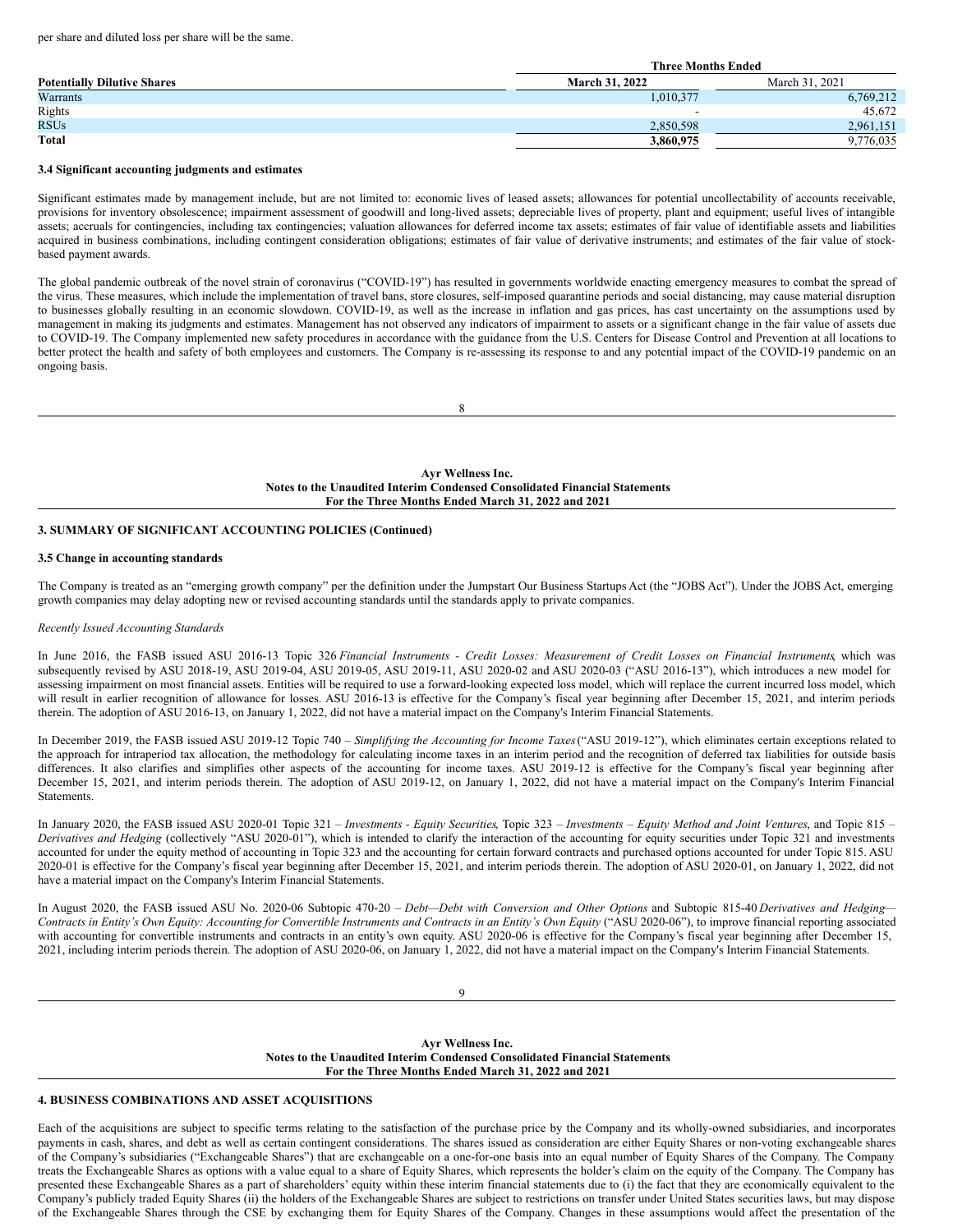per share and diluted loss per share will be the same.

| Potentially Dilutive Shares | Three Months Ended March 31, 2022 | Three Months Ended March 31, 2021 |
|---|---|---|
| Warrants | 1,010,377 | 6,769,212 |
| Rights | - | 45,672 |
| RSUs | 2,850,598 | 2,961,151 |
| **Total** | **3,860,975** | 9,776,035 |

**3.4 Significant accounting judgments and estimates**

Significant estimates made by management include, but are not limited to: economic lives of leased assets; allowances for potential uncollectability of accounts receivable, provisions for inventory obsolescence; impairment assessment of goodwill and long-lived assets; depreciable lives of property, plant and equipment; useful lives of intangible assets; accruals for contingencies, including tax contingencies; valuation allowances for deferred income tax assets; estimates of fair value of identifiable assets and liabilities acquired in business combinations, including contingent consideration obligations; estimates of fair value of derivative instruments; and estimates of the fair value of stock-based payment awards.

The global pandemic outbreak of the novel strain of coronavirus ("COVID-19") has resulted in governments worldwide enacting emergency measures to combat the spread of the virus. These measures, which include the implementation of travel bans, store closures, self-imposed quarantine periods and social distancing, may cause material disruption to businesses globally resulting in an economic slowdown. COVID-19, as well as the increase in inflation and gas prices, has cast uncertainty on the assumptions used by management in making its judgments and estimates. Management has not observed any indicators of impairment to assets or a significant change in the fair value of assets due to COVID-19. The Company implemented new safety procedures in accordance with the guidance from the U.S. Centers for Disease Control and Prevention at all locations to better protect the health and safety of both employees and customers. The Company is re-assessing its response to and any potential impact of the COVID-19 pandemic on an ongoing basis.

## 3. SUMMARY OF SIGNIFICANT ACCOUNTING POLICIES (Continued)

**3.5 Change in accounting standards**

The Company is treated as an "emerging growth company" per the definition under the Jumpstart Our Business Startups Act (the "JOBS Act"). Under the JOBS Act, emerging growth companies may delay adopting new or revised accounting standards until the standards apply to private companies.

*Recently Issued Accounting Standards*

In June 2016, the FASB issued ASU 2016-13 Topic 326 *Financial Instruments - Credit Losses: Measurement of Credit Losses on Financial Instruments*, which was subsequently revised by ASU 2018-19, ASU 2019-04, ASU 2019-05, ASU 2019-11, ASU 2020-02 and ASU 2020-03 ("ASU 2016-13"), which introduces a new model for assessing impairment on most financial assets. Entities will be required to use a forward-looking expected loss model, which will replace the current incurred loss model, which will result in earlier recognition of allowance for losses. ASU 2016-13 is effective for the Company's fiscal year beginning after December 15, 2021, and interim periods therein. The adoption of ASU 2016-13, on January 1, 2022, did not have a material impact on the Company's Interim Financial Statements.

In December 2019, the FASB issued ASU 2019-12 Topic 740 – *Simplifying the Accounting for Income Taxes* ("ASU 2019-12"), which eliminates certain exceptions related to the approach for intraperiod tax allocation, the methodology for calculating income taxes in an interim period and the recognition of deferred tax liabilities for outside basis differences. It also clarifies and simplifies other aspects of the accounting for income taxes. ASU 2019-12 is effective for the Company's fiscal year beginning after December 15, 2021, and interim periods therein. The adoption of ASU 2019-12, on January 1, 2022, did not have a material impact on the Company's Interim Financial Statements.

In January 2020, the FASB issued ASU 2020-01 Topic 321 – *Investments - Equity Securities*, Topic 323 – *Investments – Equity Method and Joint Ventures*, and Topic 815 – *Derivatives and Hedging* (collectively "ASU 2020-01"), which is intended to clarify the interaction of the accounting for equity securities under Topic 321 and investments accounted for under the equity method of accounting in Topic 323 and the accounting for certain forward contracts and purchased options accounted for under Topic 815. ASU 2020-01 is effective for the Company's fiscal year beginning after December 15, 2021, and interim periods therein. The adoption of ASU 2020-01, on January 1, 2022, did not have a material impact on the Company's Interim Financial Statements.

In August 2020, the FASB issued ASU No. 2020-06 Subtopic 470-20 – *Debt—Debt with Conversion and Other Options* and Subtopic 815-40 *Derivatives and Hedging—Contracts in Entity's Own Equity: Accounting for Convertible Instruments and Contracts in an Entity's Own Equity* ("ASU 2020-06"), to improve financial reporting associated with accounting for convertible instruments and contracts in an entity's own equity. ASU 2020-06 is effective for the Company's fiscal year beginning after December 15, 2021, including interim periods therein. The adoption of ASU 2020-06, on January 1, 2022, did not have a material impact on the Company's Interim Financial Statements.

## 4. BUSINESS COMBINATIONS AND ASSET ACQUISITIONS

Each of the acquisitions are subject to specific terms relating to the satisfaction of the purchase price by the Company and its wholly-owned subsidiaries, and incorporates payments in cash, shares, and debt as well as certain contingent considerations. The shares issued as consideration are either Equity Shares or non-voting exchangeable shares of the Company's subsidiaries ("Exchangeable Shares") that are exchangeable on a one-for-one basis into an equal number of Equity Shares of the Company. The Company treats the Exchangeable Shares as options with a value equal to a share of Equity Shares, which represents the holder's claim on the equity of the Company. The Company has presented these Exchangeable Shares as a part of shareholders' equity within these interim financial statements due to (i) the fact that they are economically equivalent to the Company's publicly traded Equity Shares (ii) the holders of the Exchangeable Shares are subject to restrictions on transfer under United States securities laws, but may dispose of the Exchangeable Shares through the CSE by exchanging them for Equity Shares of the Company. Changes in these assumptions would affect the presentation of the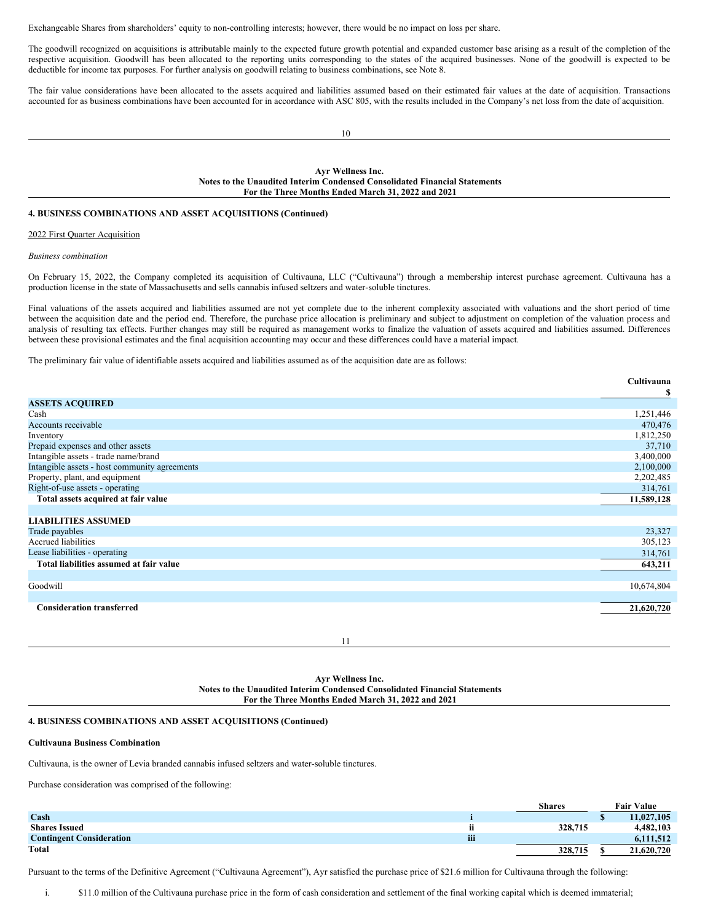Exchangeable Shares from shareholders' equity to non-controlling interests; however, there would be no impact on loss per share.

The goodwill recognized on acquisitions is attributable mainly to the expected future growth potential and expanded customer base arising as a result of the completion of the respective acquisition. Goodwill has been allocated to the reporting units corresponding to the states of the acquired businesses. None of the goodwill is expected to be deductible for income tax purposes. For further analysis on goodwill relating to business combinations, see Note 8.

The fair value considerations have been allocated to the assets acquired and liabilities assumed based on their estimated fair values at the date of acquisition. Transactions accounted for as business combinations have been accounted for in accordance with ASC 805, with the results included in the Company's net loss from the date of acquisition.

### 4. BUSINESS COMBINATIONS AND ASSET ACQUISITIONS (Continued)

2022 First Quarter Acquisition

*Business combination*

On February 15, 2022, the Company completed its acquisition of Cultivauna, LLC ("Cultivauna") through a membership interest purchase agreement. Cultivauna has a production license in the state of Massachusetts and sells cannabis infused seltzers and water-soluble tinctures.

Final valuations of the assets acquired and liabilities assumed are not yet complete due to the inherent complexity associated with valuations and the short period of time between the acquisition date and the period end. Therefore, the purchase price allocation is preliminary and subject to adjustment on completion of the valuation process and analysis of resulting tax effects. Further changes may still be required as management works to finalize the valuation of assets acquired and liabilities assumed. Differences between these provisional estimates and the final acquisition accounting may occur and these differences could have a material impact.

The preliminary fair value of identifiable assets acquired and liabilities assumed as of the acquisition date are as follows:

| | Cultivauna<br>$ |
|---|---|
| **ASSETS ACQUIRED** | |
| Cash | 1,251,446 |
| Accounts receivable | 470,476 |
| Inventory | 1,812,250 |
| Prepaid expenses and other assets | 37,710 |
| Intangible assets - trade name/brand | 3,400,000 |
| Intangible assets - host community agreements | 2,100,000 |
| Property, plant, and equipment | 2,202,485 |
| Right-of-use assets - operating | 314,761 |
| **Total assets acquired at fair value** | **11,589,128** |
| | |
| **LIABILITIES ASSUMED** | |
| Trade payables | 23,327 |
| Accrued liabilities | 305,123 |
| Lease liabilities - operating | 314,761 |
| **Total liabilities assumed at fair value** | **643,211** |
| | |
| Goodwill | 10,674,804 |
| | |
| **Consideration transferred** | **21,620,720** |

### 4. BUSINESS COMBINATIONS AND ASSET ACQUISITIONS (Continued)

**Cultivauna Business Combination**

Cultivauna, is the owner of Levia branded cannabis infused seltzers and water-soluble tinctures.

Purchase consideration was comprised of the following:

| | | Shares | Fair Value |
|---|---|---|---|
| **Cash** | **i** | | **$ 11,027,105** |
| **Shares Issued** | **ii** | **328,715** | **4,482,103** |
| **Contingent Consideration** | **iii** | | **6,111,512** |
| **Total** | | **328,715** | **$ 21,620,720** |

Pursuant to the terms of the Definitive Agreement ("Cultivauna Agreement"), Ayr satisfied the purchase price of $21.6 million for Cultivauna through the following:

i. $11.0 million of the Cultivauna purchase price in the form of cash consideration and settlement of the final working capital which is deemed immaterial;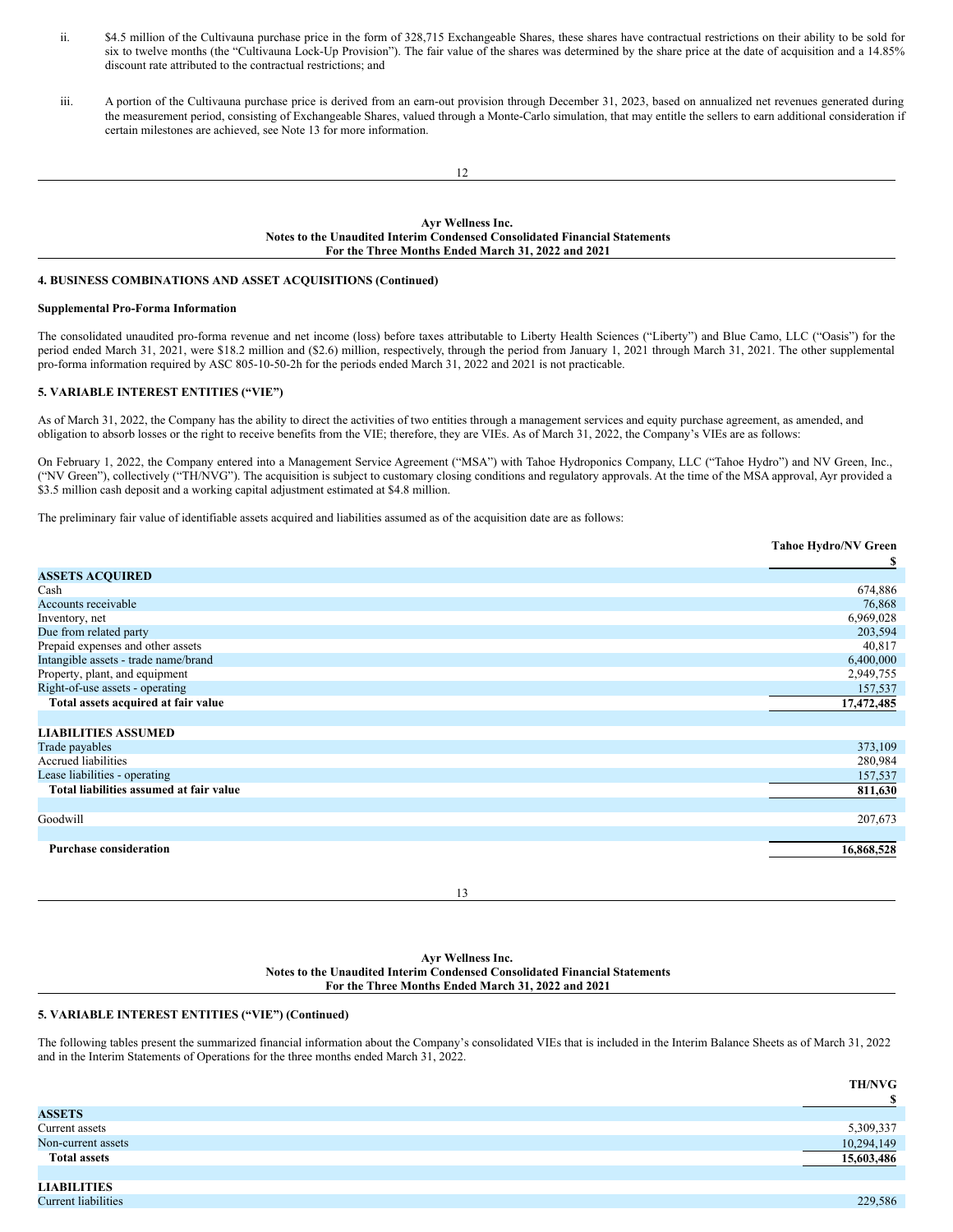ii. $4.5 million of the Cultivauna purchase price in the form of 328,715 Exchangeable Shares, these shares have contractual restrictions on their ability to be sold for six to twelve months (the "Cultivauna Lock-Up Provision"). The fair value of the shares was determined by the share price at the date of acquisition and a 14.85% discount rate attributed to the contractual restrictions; and

iii. A portion of the Cultivauna purchase price is derived from an earn-out provision through December 31, 2023, based on annualized net revenues generated during the measurement period, consisting of Exchangeable Shares, valued through a Monte-Carlo simulation, that may entitle the sellers to earn additional consideration if certain milestones are achieved, see Note 13 for more information.

**4. BUSINESS COMBINATIONS AND ASSET ACQUISITIONS (Continued)**

**Supplemental Pro-Forma Information**

The consolidated unaudited pro-forma revenue and net income (loss) before taxes attributable to Liberty Health Sciences ("Liberty") and Blue Camo, LLC ("Oasis") for the period ended March 31, 2021, were $18.2 million and ($2.6) million, respectively, through the period from January 1, 2021 through March 31, 2021. The other supplemental pro-forma information required by ASC 805-10-50-2h for the periods ended March 31, 2022 and 2021 is not practicable.

**5. VARIABLE INTEREST ENTITIES ("VIE")**

As of March 31, 2022, the Company has the ability to direct the activities of two entities through a management services and equity purchase agreement, as amended, and obligation to absorb losses or the right to receive benefits from the VIE; therefore, they are VIEs. As of March 31, 2022, the Company's VIEs are as follows:

On February 1, 2022, the Company entered into a Management Service Agreement ("MSA") with Tahoe Hydroponics Company, LLC ("Tahoe Hydro") and NV Green, Inc., ("NV Green"), collectively ("TH/NVG"). The acquisition is subject to customary closing conditions and regulatory approvals. At the time of the MSA approval, Ayr provided a $3.5 million cash deposit and a working capital adjustment estimated at $4.8 million.

The preliminary fair value of identifiable assets acquired and liabilities assumed as of the acquisition date are as follows:

| | Tahoe Hydro/NV Green |
|---|---|
| | $ |
| **ASSETS ACQUIRED** | |
| Cash | 674,886 |
| Accounts receivable | 76,868 |
| Inventory, net | 6,969,028 |
| Due from related party | 203,594 |
| Prepaid expenses and other assets | 40,817 |
| Intangible assets - trade name/brand | 6,400,000 |
| Property, plant, and equipment | 2,949,755 |
| Right-of-use assets - operating | 157,537 |
| **Total assets acquired at fair value** | **17,472,485** |
| | |
| **LIABILITIES ASSUMED** | |
| Trade payables | 373,109 |
| Accrued liabilities | 280,984 |
| Lease liabilities - operating | 157,537 |
| **Total liabilities assumed at fair value** | **811,630** |
| | |
| Goodwill | 207,673 |
| | |
| **Purchase consideration** | **16,868,528** |

**5. VARIABLE INTEREST ENTITIES ("VIE") (Continued)**

The following tables present the summarized financial information about the Company's consolidated VIEs that is included in the Interim Balance Sheets as of March 31, 2022 and in the Interim Statements of Operations for the three months ended March 31, 2022.

| | TH/NVG |
|---|---|
| | $ |
| **ASSETS** | |
| Current assets | 5,309,337 |
| Non-current assets | 10,294,149 |
| **Total assets** | **15,603,486** |
| | |
| **LIABILITIES** | |
| Current liabilities | 229,586 |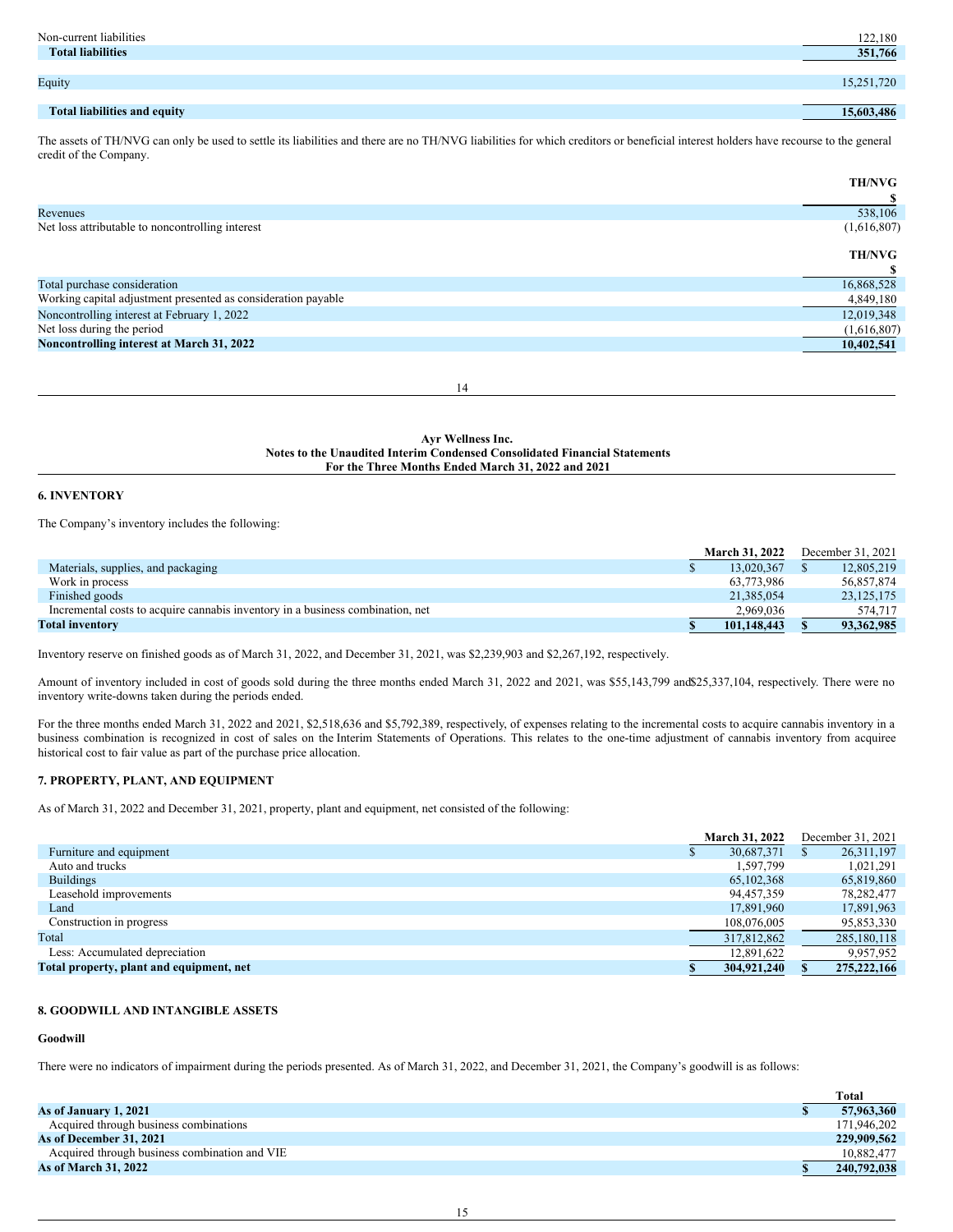| | |
|---|---|
| Non-current liabilities | 122,180 |
| **Total liabilities** | **351,766** |
| | |
| Equity | 15,251,720 |
| | |
| **Total liabilities and equity** | **15,603,486** |

The assets of TH/NVG can only be used to settle its liabilities and there are no TH/NVG liabilities for which creditors or beneficial interest holders have recourse to the general credit of the Company.

| | TH/NVG |
|---|---|
| | $ |
| Revenues | 538,106 |
| Net loss attributable to noncontrolling interest | (1,616,807) |

| | TH/NVG |
|---|---|
| | $ |
| Total purchase consideration | 16,868,528 |
| Working capital adjustment presented as consideration payable | 4,849,180 |
| Noncontrolling interest at February 1, 2022 | 12,019,348 |
| Net loss during the period | (1,616,807) |
| **Noncontrolling interest at March 31, 2022** | **10,402,541** |

Ayr Wellness Inc.
Notes to the Unaudited Interim Condensed Consolidated Financial Statements
For the Three Months Ended March 31, 2022 and 2021

## 6. INVENTORY

The Company's inventory includes the following:

| | March 31, 2022 | December 31, 2021 |
|---|---|---|
| Materials, supplies, and packaging | $ 13,020,367 | $ 12,805,219 |
| Work in process | 63,773,986 | 56,857,874 |
| Finished goods | 21,385,054 | 23,125,175 |
| Incremental costs to acquire cannabis inventory in a business combination, net | 2,969,036 | 574,717 |
| **Total inventory** | **$ 101,148,443** | **$ 93,362,985** |

Inventory reserve on finished goods as of March 31, 2022, and December 31, 2021, was $2,239,903 and $2,267,192, respectively.

Amount of inventory included in cost of goods sold during the three months ended March 31, 2022 and 2021, was $55,143,799 and $25,337,104, respectively. There were no inventory write-downs taken during the periods ended.

For the three months ended March 31, 2022 and 2021, $2,518,636 and $5,792,389, respectively, of expenses relating to the incremental costs to acquire cannabis inventory in a business combination is recognized in cost of sales on the Interim Statements of Operations. This relates to the one-time adjustment of cannabis inventory from acquiree historical cost to fair value as part of the purchase price allocation.

## 7. PROPERTY, PLANT, AND EQUIPMENT

As of March 31, 2022 and December 31, 2021, property, plant and equipment, net consisted of the following:

| | March 31, 2022 | December 31, 2021 |
|---|---|---|
| Furniture and equipment | $ 30,687,371 | $ 26,311,197 |
| Auto and trucks | 1,597,799 | 1,021,291 |
| Buildings | 65,102,368 | 65,819,860 |
| Leasehold improvements | 94,457,359 | 78,282,477 |
| Land | 17,891,960 | 17,891,963 |
| Construction in progress | 108,076,005 | 95,853,330 |
| Total | 317,812,862 | 285,180,118 |
| Less: Accumulated depreciation | 12,891,622 | 9,957,952 |
| **Total property, plant and equipment, net** | **$ 304,921,240** | **$ 275,222,166** |

## 8. GOODWILL AND INTANGIBLE ASSETS

**Goodwill**

There were no indicators of impairment during the periods presented. As of March 31, 2022, and December 31, 2021, the Company's goodwill is as follows:

| | Total |
|---|---|
| **As of January 1, 2021** | **$ 57,963,360** |
| Acquired through business combinations | 171,946,202 |
| **As of December 31, 2021** | **229,909,562** |
| Acquired through business combination and VIE | 10,882,477 |
| **As of March 31, 2022** | **$ 240,792,038** |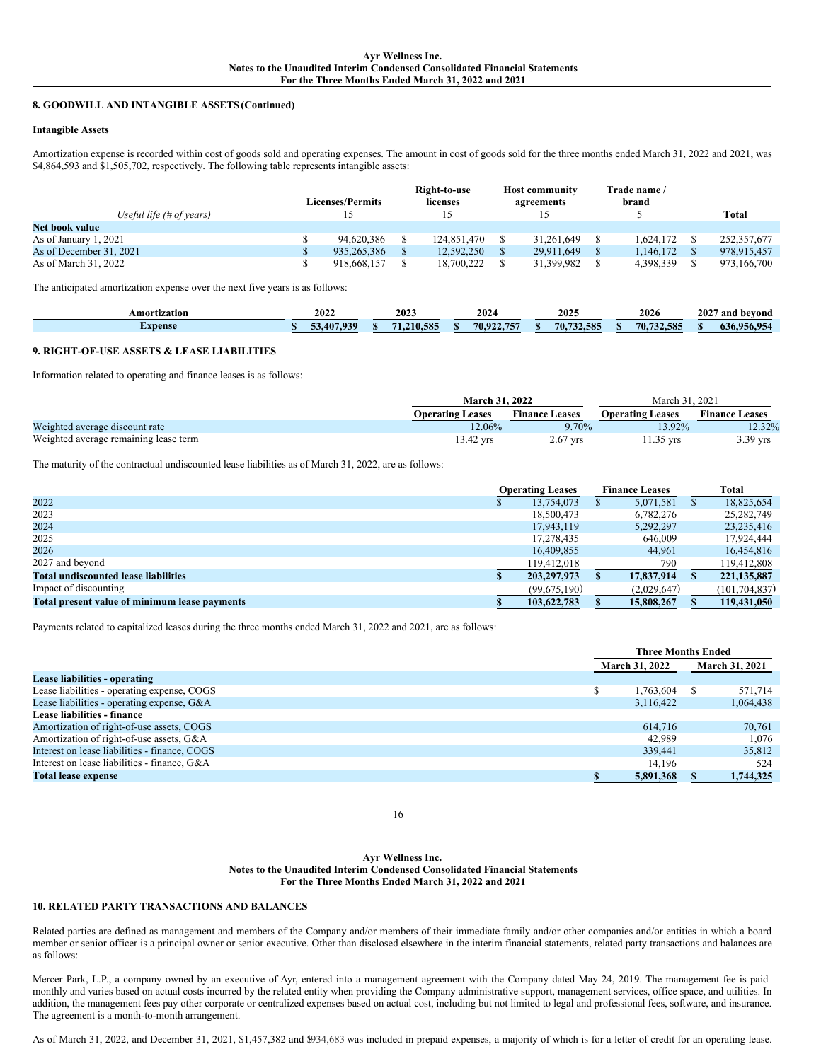## 8. GOODWILL AND INTANGIBLE ASSETS (Continued)

### Intangible Assets

Amortization expense is recorded within cost of goods sold and operating expenses. The amount in cost of goods sold for the three months ended March 31, 2022 and 2021, was $4,864,593 and $1,505,702, respectively. The following table represents intangible assets:

| | Licenses/Permits | Right-to-use licenses | Host community agreements | Trade name / brand | Total |
|---|---|---|---|---|---|
| *Useful life (# of years)* | 15 | 15 | 15 | 5 | |
| **Net book value** | | | | | |
| As of January 1, 2021 | $ 94,620,386 | $ 124,851,470 | $ 31,261,649 | $ 1,624,172 | $ 252,357,677 |
| As of December 31, 2021 | $ 935,265,386 | $ 12,592,250 | $ 29,911,649 | $ 1,146,172 | $ 978,915,457 |
| As of March 31, 2022 | $ 918,668,157 | $ 18,700,222 | $ 31,399,982 | $ 4,398,339 | $ 973,166,700 |

The anticipated amortization expense over the next five years is as follows:

| Amortization | 2022 | 2023 | 2024 | 2025 | 2026 | 2027 and beyond |
|---|---|---|---|---|---|---|
| **Expense** | **$ 53,407,939** | **$ 71,210,585** | **$ 70,922,757** | **$ 70,732,585** | **$ 70,732,585** | **$ 636,956,954** |

## 9. RIGHT-OF-USE ASSETS & LEASE LIABILITIES

Information related to operating and finance leases is as follows:

| | March 31, 2022 | | March 31, 2021 | |
|---|---|---|---|---|
| | Operating Leases | Finance Leases | Operating Leases | Finance Leases |
| Weighted average discount rate | 12.06% | 9.70% | 13.92% | 12.32% |
| Weighted average remaining lease term | 13.42 yrs | 2.67 yrs | 11.35 yrs | 3.39 yrs |

The maturity of the contractual undiscounted lease liabilities as of March 31, 2022, are as follows:

| | Operating Leases | Finance Leases | Total |
|---|---|---|---|
| 2022 | $ 13,754,073 | $ 5,071,581 | $ 18,825,654 |
| 2023 | 18,500,473 | 6,782,276 | 25,282,749 |
| 2024 | 17,943,119 | 5,292,297 | 23,235,416 |
| 2025 | 17,278,435 | 646,009 | 17,924,444 |
| 2026 | 16,409,855 | 44,961 | 16,454,816 |
| 2027 and beyond | 119,412,018 | 790 | 119,412,808 |
| **Total undiscounted lease liabilities** | **$ 203,297,973** | **$ 17,837,914** | **$ 221,135,887** |
| Impact of discounting | (99,675,190) | (2,029,647) | (101,704,837) |
| **Total present value of minimum lease payments** | **$ 103,622,783** | **$ 15,808,267** | **$ 119,431,050** |

Payments related to capitalized leases during the three months ended March 31, 2022 and 2021, are as follows:

| | Three Months Ended | |
|---|---|---|
| | March 31, 2022 | March 31, 2021 |
| **Lease liabilities - operating** | | |
| Lease liabilities - operating expense, COGS | $ 1,763,604 | $ 571,714 |
| Lease liabilities - operating expense, G&A | 3,116,422 | 1,064,438 |
| **Lease liabilities - finance** | | |
| Amortization of right-of-use assets, COGS | 614,716 | 70,761 |
| Amortization of right-of-use assets, G&A | 42,989 | 1,076 |
| Interest on lease liabilities - finance, COGS | 339,441 | 35,812 |
| Interest on lease liabilities - finance, G&A | 14,196 | 524 |
| **Total lease expense** | **$ 5,891,368** | **$ 1,744,325** |

## 10. RELATED PARTY TRANSACTIONS AND BALANCES

Related parties are defined as management and members of the Company and/or members of their immediate family and/or other companies and/or entities in which a board member or senior officer is a principal owner or senior executive. Other than disclosed elsewhere in the interim financial statements, related party transactions and balances are as follows:

Mercer Park, L.P., a company owned by an executive of Ayr, entered into a management agreement with the Company dated May 24, 2019. The management fee is paid monthly and varies based on actual costs incurred by the related entity when providing the Company administrative support, management services, office space, and utilities. In addition, the management fees pay other corporate or centralized expenses based on actual cost, including but not limited to legal and professional fees, software, and insurance. The agreement is a month-to-month arrangement.

As of March 31, 2022, and December 31, 2021, $1,457,382 and $934,683 was included in prepaid expenses, a majority of which is for a letter of credit for an operating lease.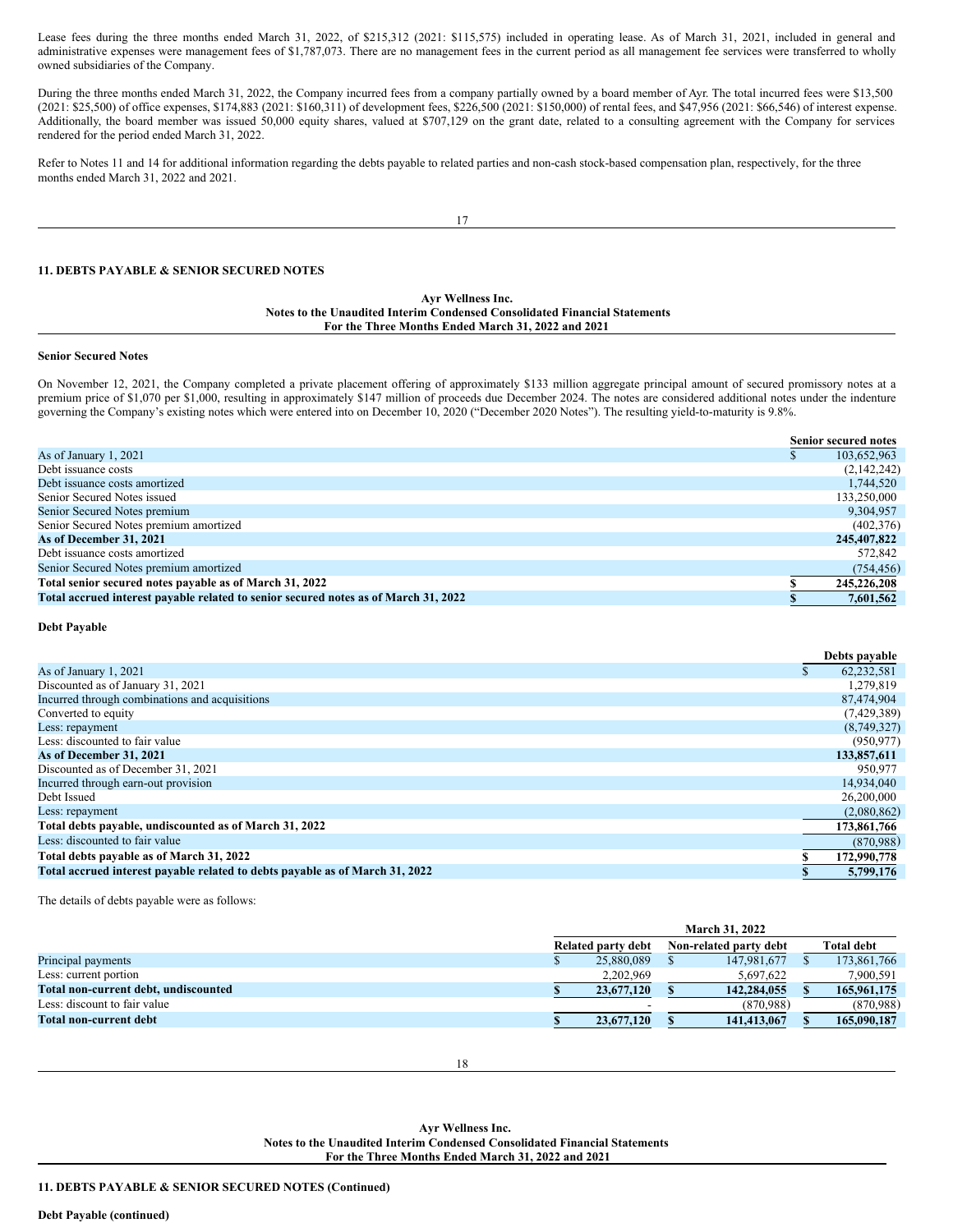Lease fees during the three months ended March 31, 2022, of $215,312 (2021: $115,575) included in operating lease. As of March 31, 2021, included in general and administrative expenses were management fees of $1,787,073. There are no management fees in the current period as all management fee services were transferred to wholly owned subsidiaries of the Company.

During the three months ended March 31, 2022, the Company incurred fees from a company partially owned by a board member of Ayr. The total incurred fees were $13,500 (2021: $25,500) of office expenses, $174,883 (2021: $160,311) of development fees, $226,500 (2021: $150,000) of rental fees, and $47,956 (2021: $66,546) of interest expense. Additionally, the board member was issued 50,000 equity shares, valued at $707,129 on the grant date, related to a consulting agreement with the Company for services rendered for the period ended March 31, 2022.

Refer to Notes 11 and 14 for additional information regarding the debts payable to related parties and non-cash stock-based compensation plan, respectively, for the three months ended March 31, 2022 and 2021.

## 11. DEBTS PAYABLE & SENIOR SECURED NOTES

### Senior Secured Notes

On November 12, 2021, the Company completed a private placement offering of approximately $133 million aggregate principal amount of secured promissory notes at a premium price of $1,070 per $1,000, resulting in approximately $147 million of proceeds due December 2024. The notes are considered additional notes under the indenture governing the Company's existing notes which were entered into on December 10, 2020 ("December 2020 Notes"). The resulting yield-to-maturity is 9.8%.

| | Senior secured notes |
|---|---|
| As of January 1, 2021 | $ 103,652,963 |
| Debt issuance costs | (2,142,242) |
| Debt issuance costs amortized | 1,744,520 |
| Senior Secured Notes issued | 133,250,000 |
| Senior Secured Notes premium | 9,304,957 |
| Senior Secured Notes premium amortized | (402,376) |
| **As of December 31, 2021** | **245,407,822** |
| Debt issuance costs amortized | 572,842 |
| Senior Secured Notes premium amortized | (754,456) |
| **Total senior secured notes payable as of March 31, 2022** | **$ 245,226,208** |
| **Total accrued interest payable related to senior secured notes as of March 31, 2022** | **$ 7,601,562** |

### Debt Payable

| | Debts payable |
|---|---|
| As of January 1, 2021 | $ 62,232,581 |
| Discounted as of January 31, 2021 | 1,279,819 |
| Incurred through combinations and acquisitions | 87,474,904 |
| Converted to equity | (7,429,389) |
| Less: repayment | (8,749,327) |
| Less: discounted to fair value | (950,977) |
| **As of December 31, 2021** | **133,857,611** |
| Discounted as of December 31, 2021 | 950,977 |
| Incurred through earn-out provision | 14,934,040 |
| Debt Issued | 26,200,000 |
| Less: repayment | (2,080,862) |
| **Total debts payable, undiscounted as of March 31, 2022** | **173,861,766** |
| Less: discounted to fair value | (870,988) |
| **Total debts payable as of March 31, 2022** | **$ 172,990,778** |
| **Total accrued interest payable related to debts payable as of March 31, 2022** | **$ 5,799,176** |

The details of debts payable were as follows:

| | March 31, 2022 | | |
|---|---|---|---|
| | Related party debt | Non-related party debt | Total debt |
| Principal payments | $ 25,880,089 | $ 147,981,677 | $ 173,861,766 |
| Less: current portion | 2,202,969 | 5,697,622 | 7,900,591 |
| **Total non-current debt, undiscounted** | **$ 23,677,120** | **$ 142,284,055** | **$ 165,961,175** |
| Less: discount to fair value | - | (870,988) | (870,988) |
| **Total non-current debt** | **$ 23,677,120** | **$ 141,413,067** | **$ 165,090,187** |

## 11. DEBTS PAYABLE & SENIOR SECURED NOTES (Continued)

### Debt Payable (continued)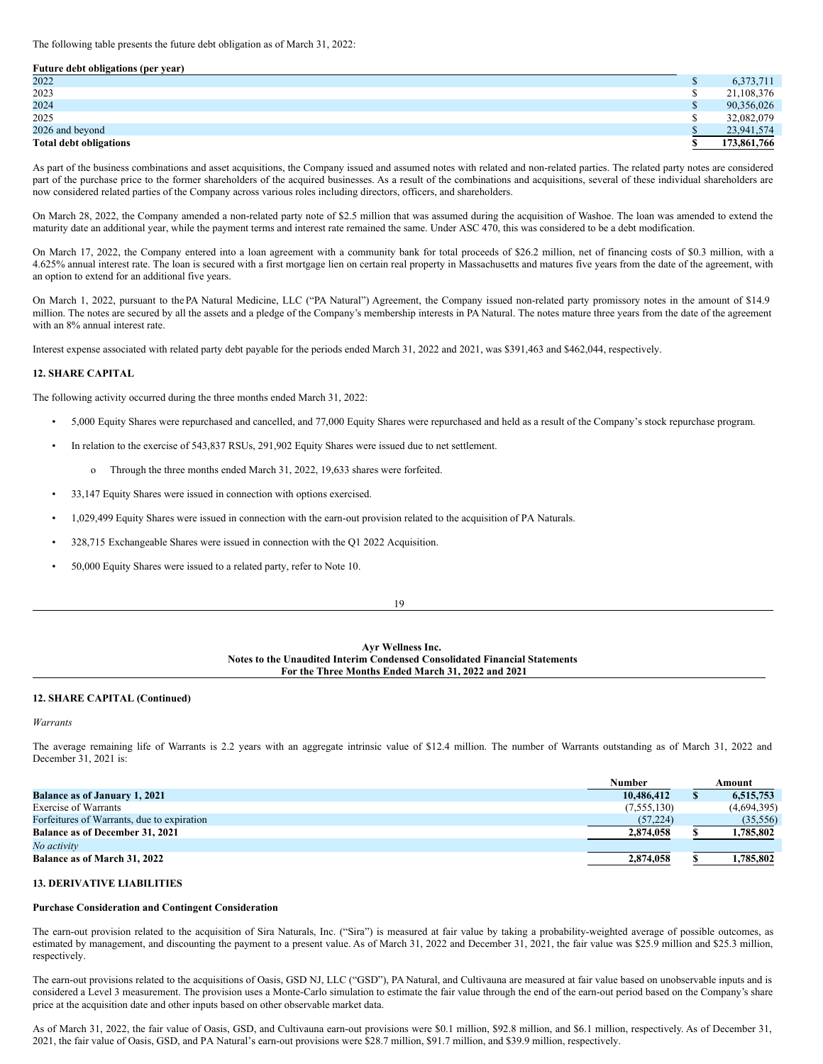The following table presents the future debt obligation as of March 31, 2022:

| Future debt obligations (per year) | | |
|---|---|---|
| 2022 | $ | 6,373,711 |
| 2023 | $ | 21,108,376 |
| 2024 | $ | 90,356,026 |
| 2025 | $ | 32,082,079 |
| 2026 and beyond | $ | 23,941,574 |
| **Total debt obligations** | **$** | **173,861,766** |

As part of the business combinations and asset acquisitions, the Company issued and assumed notes with related and non-related parties. The related party notes are considered part of the purchase price to the former shareholders of the acquired businesses. As a result of the combinations and acquisitions, several of these individual shareholders are now considered related parties of the Company across various roles including directors, officers, and shareholders.

On March 28, 2022, the Company amended a non-related party note of $2.5 million that was assumed during the acquisition of Washoe. The loan was amended to extend the maturity date an additional year, while the payment terms and interest rate remained the same. Under ASC 470, this was considered to be a debt modification.

On March 17, 2022, the Company entered into a loan agreement with a community bank for total proceeds of $26.2 million, net of financing costs of $0.3 million, with a 4.625% annual interest rate. The loan is secured with a first mortgage lien on certain real property in Massachusetts and matures five years from the date of the agreement, with an option to extend for an additional five years.

On March 1, 2022, pursuant to the PA Natural Medicine, LLC ("PA Natural") Agreement, the Company issued non-related party promissory notes in the amount of $14.9 million. The notes are secured by all the assets and a pledge of the Company's membership interests in PA Natural. The notes mature three years from the date of the agreement with an 8% annual interest rate.

Interest expense associated with related party debt payable for the periods ended March 31, 2022 and 2021, was $391,463 and $462,044, respectively.

## 12. SHARE CAPITAL

The following activity occurred during the three months ended March 31, 2022:

- 5,000 Equity Shares were repurchased and cancelled, and 77,000 Equity Shares were repurchased and held as a result of the Company's stock repurchase program.
- In relation to the exercise of 543,837 RSUs, 291,902 Equity Shares were issued due to net settlement.
  - Through the three months ended March 31, 2022, 19,633 shares were forfeited.
- 33,147 Equity Shares were issued in connection with options exercised.
- 1,029,499 Equity Shares were issued in connection with the earn-out provision related to the acquisition of PA Naturals.
- 328,715 Exchangeable Shares were issued in connection with the Q1 2022 Acquisition.
- 50,000 Equity Shares were issued to a related party, refer to Note 10.

## 12. SHARE CAPITAL (Continued)

*Warrants*

The average remaining life of Warrants is 2.2 years with an aggregate intrinsic value of $12.4 million. The number of Warrants outstanding as of March 31, 2022 and December 31, 2021 is:

| | Number | | Amount |
|---|---|---|---|
| **Balance as of January 1, 2021** | **10,486,412** | **$** | **6,515,753** |
| Exercise of Warrants | (7,555,130) | | (4,694,395) |
| Forfeitures of Warrants, due to expiration | (57,224) | | (35,556) |
| **Balance as of December 31, 2021** | **2,874,058** | **$** | **1,785,802** |
| *No activity* | | | |
| **Balance as of March 31, 2022** | **2,874,058** | **$** | **1,785,802** |

## 13. DERIVATIVE LIABILITIES

**Purchase Consideration and Contingent Consideration**

The earn-out provision related to the acquisition of Sira Naturals, Inc. ("Sira") is measured at fair value by taking a probability-weighted average of possible outcomes, as estimated by management, and discounting the payment to a present value. As of March 31, 2022 and December 31, 2021, the fair value was $25.9 million and $25.3 million, respectively.

The earn-out provisions related to the acquisitions of Oasis, GSD NJ, LLC ("GSD"), PA Natural, and Cultivauna are measured at fair value based on unobservable inputs and is considered a Level 3 measurement. The provision uses a Monte-Carlo simulation to estimate the fair value through the end of the earn-out period based on the Company's share price at the acquisition date and other inputs based on other observable market data.

As of March 31, 2022, the fair value of Oasis, GSD, and Cultivauna earn-out provisions were $0.1 million, $92.8 million, and $6.1 million, respectively. As of December 31, 2021, the fair value of Oasis, GSD, and PA Natural's earn-out provisions were $28.7 million, $91.7 million, and $39.9 million, respectively.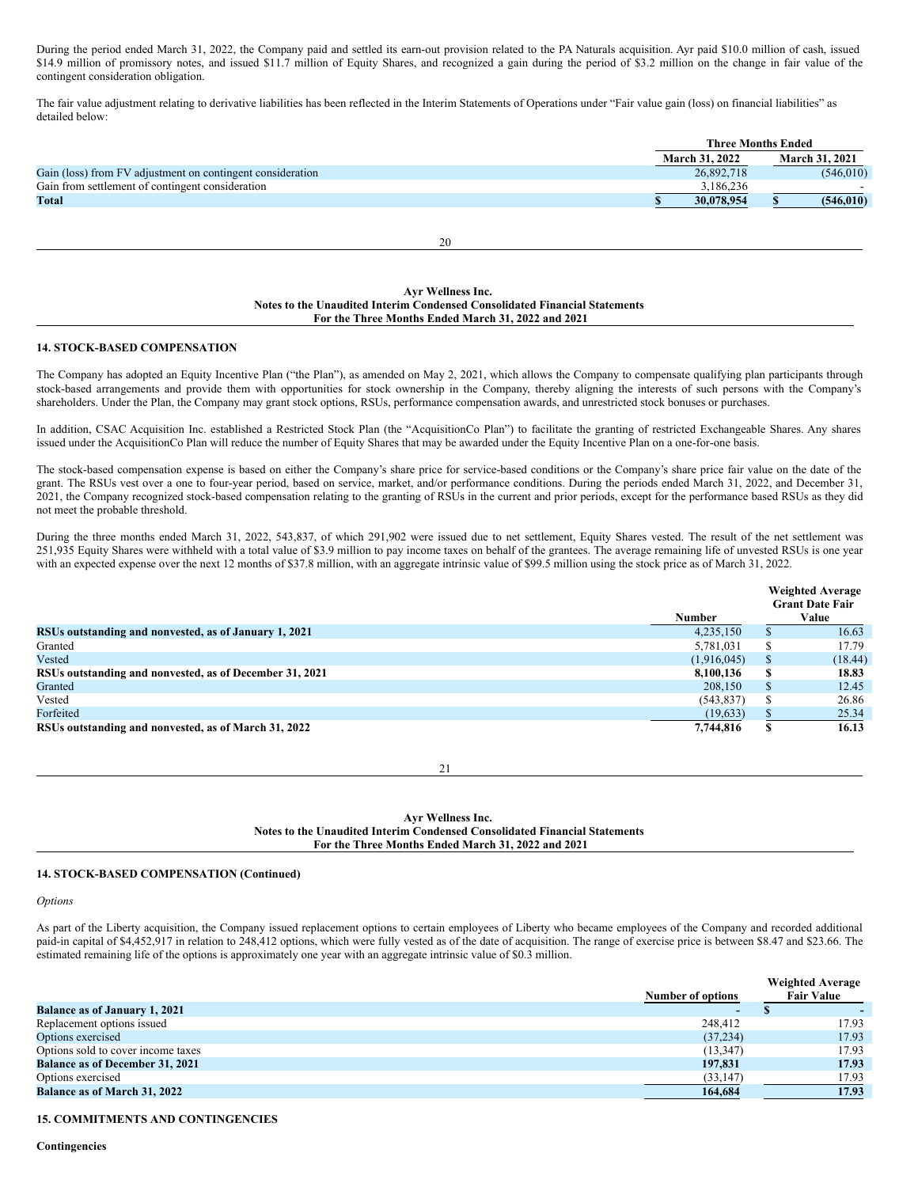During the period ended March 31, 2022, the Company paid and settled its earn-out provision related to the PA Naturals acquisition. Ayr paid $10.0 million of cash, issued $14.9 million of promissory notes, and issued $11.7 million of Equity Shares, and recognized a gain during the period of $3.2 million on the change in fair value of the contingent consideration obligation.

The fair value adjustment relating to derivative liabilities has been reflected in the Interim Statements of Operations under "Fair value gain (loss) on financial liabilities" as detailed below:

| | Three Months Ended | |
|---|---|---|
| | March 31, 2022 | March 31, 2021 |
| Gain (loss) from FV adjustment on contingent consideration | 26,892,718 | (546,010) |
| Gain from settlement of contingent consideration | 3,186,236 | - |
| **Total** | **$ 30,078,954** | **$ (546,010)** |

## 14. STOCK-BASED COMPENSATION

The Company has adopted an Equity Incentive Plan ("the Plan"), as amended on May 2, 2021, which allows the Company to compensate qualifying plan participants through stock-based arrangements and provide them with opportunities for stock ownership in the Company, thereby aligning the interests of such persons with the Company's shareholders. Under the Plan, the Company may grant stock options, RSUs, performance compensation awards, and unrestricted stock bonuses or purchases.

In addition, CSAC Acquisition Inc. established a Restricted Stock Plan (the "AcquisitionCo Plan") to facilitate the granting of restricted Exchangeable Shares. Any shares issued under the AcquisitionCo Plan will reduce the number of Equity Shares that may be awarded under the Equity Incentive Plan on a one-for-one basis.

The stock-based compensation expense is based on either the Company's share price for service-based conditions or the Company's share price fair value on the date of the grant. The RSUs vest over a one to four-year period, based on service, market, and/or performance conditions. During the periods ended March 31, 2022, and December 31, 2021, the Company recognized stock-based compensation relating to the granting of RSUs in the current and prior periods, except for the performance based RSUs as they did not meet the probable threshold.

During the three months ended March 31, 2022, 543,837, of which 291,902 were issued due to net settlement, Equity Shares vested. The result of the net settlement was 251,935 Equity Shares were withheld with a total value of $3.9 million to pay income taxes on behalf of the grantees. The average remaining life of unvested RSUs is one year with an expected expense over the next 12 months of $37.8 million, with an aggregate intrinsic value of $99.5 million using the stock price as of March 31, 2022.

| | Number | Weighted Average Grant Date Fair Value |
|---|---|---|
| **RSUs outstanding and nonvested, as of January 1, 2021** | 4,235,150 | $ 16.63 |
| Granted | 5,781,031 | $ 17.79 |
| Vested | (1,916,045) | $ (18.44) |
| **RSUs outstanding and nonvested, as of December 31, 2021** | **8,100,136** | **$ 18.83** |
| Granted | 208,150 | $ 12.45 |
| Vested | (543,837) | $ 26.86 |
| Forfeited | (19,633) | $ 25.34 |
| **RSUs outstanding and nonvested, as of March 31, 2022** | **7,744,816** | **$ 16.13** |

## 14. STOCK-BASED COMPENSATION (Continued)

*Options*

As part of the Liberty acquisition, the Company issued replacement options to certain employees of Liberty who became employees of the Company and recorded additional paid-in capital of $4,452,917 in relation to 248,412 options, which were fully vested as of the date of acquisition. The range of exercise price is between $8.47 and $23.66. The estimated remaining life of the options is approximately one year with an aggregate intrinsic value of $0.3 million.

| | Number of options | Weighted Average Fair Value |
|---|---|---|
| **Balance as of January 1, 2021** | **-** | **$ -** |
| Replacement options issued | 248,412 | 17.93 |
| Options exercised | (37,234) | 17.93 |
| Options sold to cover income taxes | (13,347) | 17.93 |
| **Balance as of December 31, 2021** | **197,831** | **17.93** |
| Options exercised | (33,147) | 17.93 |
| **Balance as of March 31, 2022** | **164,684** | **17.93** |

## 15. COMMITMENTS AND CONTINGENCIES

**Contingencies**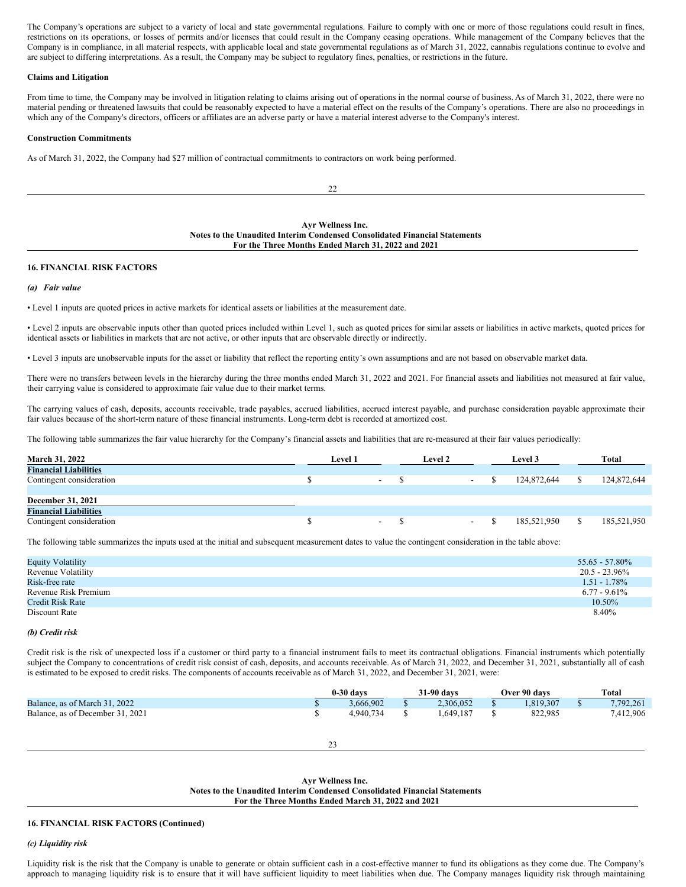The Company's operations are subject to a variety of local and state governmental regulations. Failure to comply with one or more of those regulations could result in fines, restrictions on its operations, or losses of permits and/or licenses that could result in the Company ceasing operations. While management of the Company believes that the Company is in compliance, in all material respects, with applicable local and state governmental regulations as of March 31, 2022, cannabis regulations continue to evolve and are subject to differing interpretations. As a result, the Company may be subject to regulatory fines, penalties, or restrictions in the future.

**Claims and Litigation**

From time to time, the Company may be involved in litigation relating to claims arising out of operations in the normal course of business. As of March 31, 2022, there were no material pending or threatened lawsuits that could be reasonably expected to have a material effect on the results of the Company's operations. There are also no proceedings in which any of the Company's directors, officers or affiliates are an adverse party or have a material interest adverse to the Company's interest.

**Construction Commitments**

As of March 31, 2022, the Company had $27 million of contractual commitments to contractors on work being performed.

**16. FINANCIAL RISK FACTORS**

***(a) Fair value***

• Level 1 inputs are quoted prices in active markets for identical assets or liabilities at the measurement date.

• Level 2 inputs are observable inputs other than quoted prices included within Level 1, such as quoted prices for similar assets or liabilities in active markets, quoted prices for identical assets or liabilities in markets that are not active, or other inputs that are observable directly or indirectly.

• Level 3 inputs are unobservable inputs for the asset or liability that reflect the reporting entity's own assumptions and are not based on observable market data.

There were no transfers between levels in the hierarchy during the three months ended March 31, 2022 and 2021. For financial assets and liabilities not measured at fair value, their carrying value is considered to approximate fair value due to their market terms.

The carrying values of cash, deposits, accounts receivable, trade payables, accrued liabilities, accrued interest payable, and purchase consideration payable approximate their fair values because of the short-term nature of these financial instruments. Long-term debt is recorded at amortized cost.

The following table summarizes the fair value hierarchy for the Company's financial assets and liabilities that are re-measured at their fair values periodically:

| **March 31, 2022** | **Level 1** | **Level 2** | **Level 3** | **Total** |
|---|---|---|---|---|
| **Financial Liabilities** | | | | |
| Contingent consideration | $ - | $ - | $ 124,872,644 | $ 124,872,644 |
| | | | | |
| **December 31, 2021** | | | | |
| **Financial Liabilities** | | | | |
| Contingent consideration | $ - | $ - | $ 185,521,950 | $ 185,521,950 |

The following table summarizes the inputs used at the initial and subsequent measurement dates to value the contingent consideration in the table above:

| | |
|---|---|
| Equity Volatility | 55.65 - 57.80% |
| Revenue Volatility | 20.5 - 23.96% |
| Risk-free rate | 1.51 - 1.78% |
| Revenue Risk Premium | 6.77 - 9.61% |
| Credit Risk Rate | 10.50% |
| Discount Rate | 8.40% |

***(b) Credit risk***

Credit risk is the risk of unexpected loss if a customer or third party to a financial instrument fails to meet its contractual obligations. Financial instruments which potentially subject the Company to concentrations of credit risk consist of cash, deposits, and accounts receivable. As of March 31, 2022, and December 31, 2021, substantially all of cash is estimated to be exposed to credit risks. The components of accounts receivable as of March 31, 2022, and December 31, 2021, were:

| | **0-30 days** | **31-90 days** | **Over 90 days** | **Total** |
|---|---|---|---|---|
| Balance, as of March 31, 2022 | $ 3,666,902 | $ 2,306,052 | $ 1,819,307 | $ 7,792,261 |
| Balance, as of December 31, 2021 | $ 4,940,734 | $ 1,649,187 | $ 822,985 | 7,412,906 |

**16. FINANCIAL RISK FACTORS (Continued)**

***(c) Liquidity risk***

Liquidity risk is the risk that the Company is unable to generate or obtain sufficient cash in a cost-effective manner to fund its obligations as they come due. The Company's approach to managing liquidity risk is to ensure that it will have sufficient liquidity to meet liabilities when due. The Company manages liquidity risk through maintaining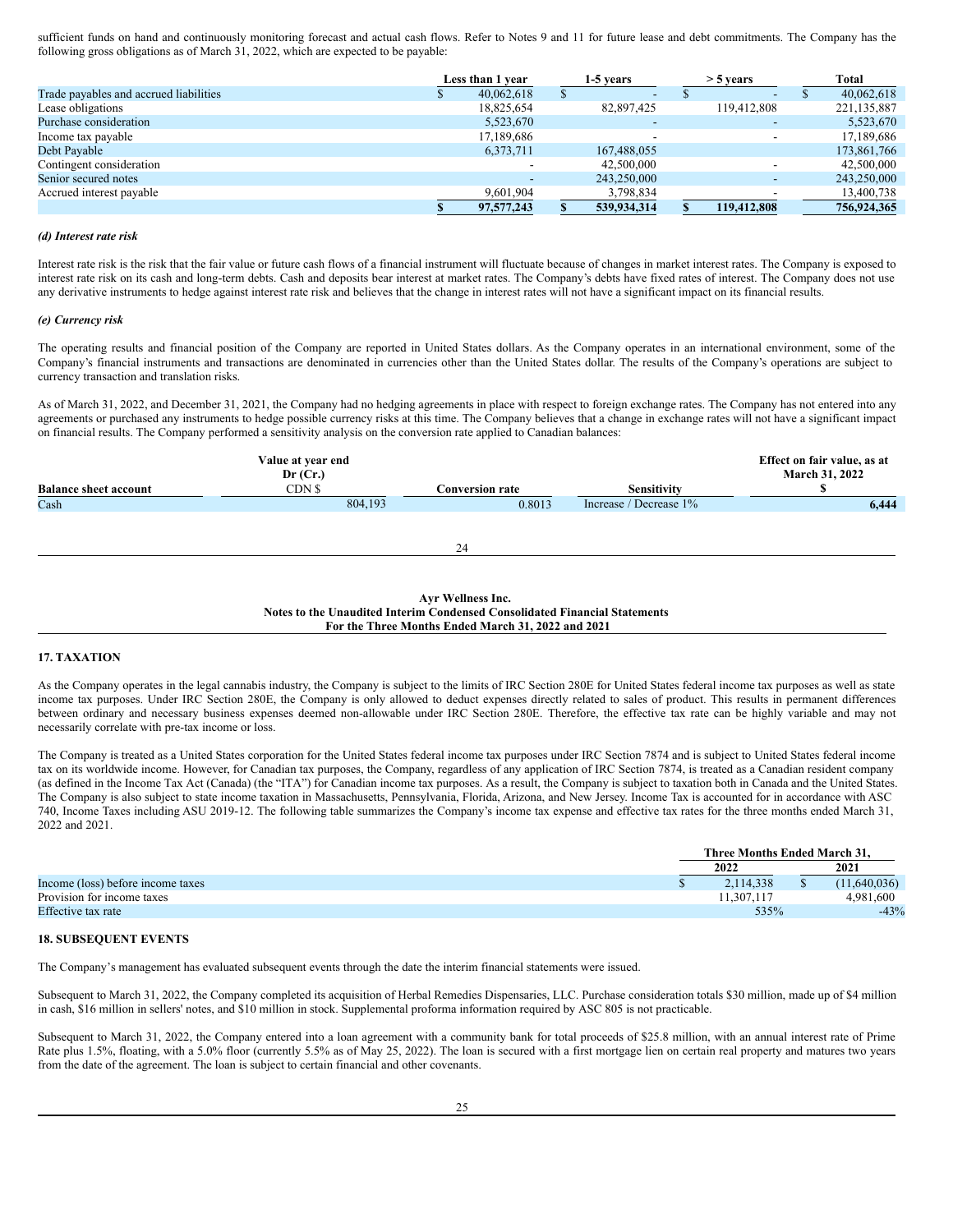sufficient funds on hand and continuously monitoring forecast and actual cash flows. Refer to Notes 9 and 11 for future lease and debt commitments. The Company has the following gross obligations as of March 31, 2022, which are expected to be payable:

| | Less than 1 year | 1-5 years | > 5 years | Total |
|---|---|---|---|---|
| Trade payables and accrued liabilities | $ 40,062,618 | $ - | $ - | $ 40,062,618 |
| Lease obligations | 18,825,654 | 82,897,425 | 119,412,808 | 221,135,887 |
| Purchase consideration | 5,523,670 | - | - | 5,523,670 |
| Income tax payable | 17,189,686 | - | - | 17,189,686 |
| Debt Payable | 6,373,711 | 167,488,055 | | 173,861,766 |
| Contingent consideration | - | 42,500,000 | - | 42,500,000 |
| Senior secured notes | - | 243,250,000 | - | 243,250,000 |
| Accrued interest payable | 9,601,904 | 3,798,834 | - | 13,400,738 |
| | **$ 97,577,243** | **$ 539,934,314** | **$ 119,412,808** | **756,924,365** |

***(d) Interest rate risk***

Interest rate risk is the risk that the fair value or future cash flows of a financial instrument will fluctuate because of changes in market interest rates. The Company is exposed to interest rate risk on its cash and long-term debts. Cash and deposits bear interest at market rates. The Company's debts have fixed rates of interest. The Company does not use any derivative instruments to hedge against interest rate risk and believes that the change in interest rates will not have a significant impact on its financial results.

***(e) Currency risk***

The operating results and financial position of the Company are reported in United States dollars. As the Company operates in an international environment, some of the Company's financial instruments and transactions are denominated in currencies other than the United States dollar. The results of the Company's operations are subject to currency transaction and translation risks.

As of March 31, 2022, and December 31, 2021, the Company had no hedging agreements in place with respect to foreign exchange rates. The Company has not entered into any agreements or purchased any instruments to hedge possible currency risks at this time. The Company believes that a change in exchange rates will not have a significant impact on financial results. The Company performed a sensitivity analysis on the conversion rate applied to Canadian balances:

| Balance sheet account | Value at year end Dr (Cr.) CDN $ | Conversion rate | Sensitivity | Effect on fair value, as at March 31, 2022 $ |
|---|---|---|---|---|
| Cash | 804,193 | 0.8013 | Increase / Decrease 1% | **6,444** |

**Ayr Wellness Inc.**
**Notes to the Unaudited Interim Condensed Consolidated Financial Statements**
**For the Three Months Ended March 31, 2022 and 2021**

## 17. TAXATION

As the Company operates in the legal cannabis industry, the Company is subject to the limits of IRC Section 280E for United States federal income tax purposes as well as state income tax purposes. Under IRC Section 280E, the Company is only allowed to deduct expenses directly related to sales of product. This results in permanent differences between ordinary and necessary business expenses deemed non-allowable under IRC Section 280E. Therefore, the effective tax rate can be highly variable and may not necessarily correlate with pre-tax income or loss.

The Company is treated as a United States corporation for the United States federal income tax purposes under IRC Section 7874 and is subject to United States federal income tax on its worldwide income. However, for Canadian tax purposes, the Company, regardless of any application of IRC Section 7874, is treated as a Canadian resident company (as defined in the Income Tax Act (Canada) (the "ITA") for Canadian income tax purposes. As a result, the Company is subject to taxation both in Canada and the United States. The Company is also subject to state income taxation in Massachusetts, Pennsylvania, Florida, Arizona, and New Jersey. Income Tax is accounted for in accordance with ASC 740, Income Taxes including ASU 2019-12. The following table summarizes the Company's income tax expense and effective tax rates for the three months ended March 31, 2022 and 2021.

| | Three Months Ended March 31, | |
|---|---|---|
| | 2022 | 2021 |
| Income (loss) before income taxes | $ 2,114,338 | $ (11,640,036) |
| Provision for income taxes | 11,307,117 | 4,981,600 |
| Effective tax rate | 535% | -43% |

## 18. SUBSEQUENT EVENTS

The Company's management has evaluated subsequent events through the date the interim financial statements were issued.

Subsequent to March 31, 2022, the Company completed its acquisition of Herbal Remedies Dispensaries, LLC. Purchase consideration totals $30 million, made up of $4 million in cash, $16 million in sellers' notes, and $10 million in stock. Supplemental proforma information required by ASC 805 is not practicable.

Subsequent to March 31, 2022, the Company entered into a loan agreement with a community bank for total proceeds of $25.8 million, with an annual interest rate of Prime Rate plus 1.5%, floating, with a 5.0% floor (currently 5.5% as of May 25, 2022). The loan is secured with a first mortgage lien on certain real property and matures two years from the date of the agreement. The loan is subject to certain financial and other covenants.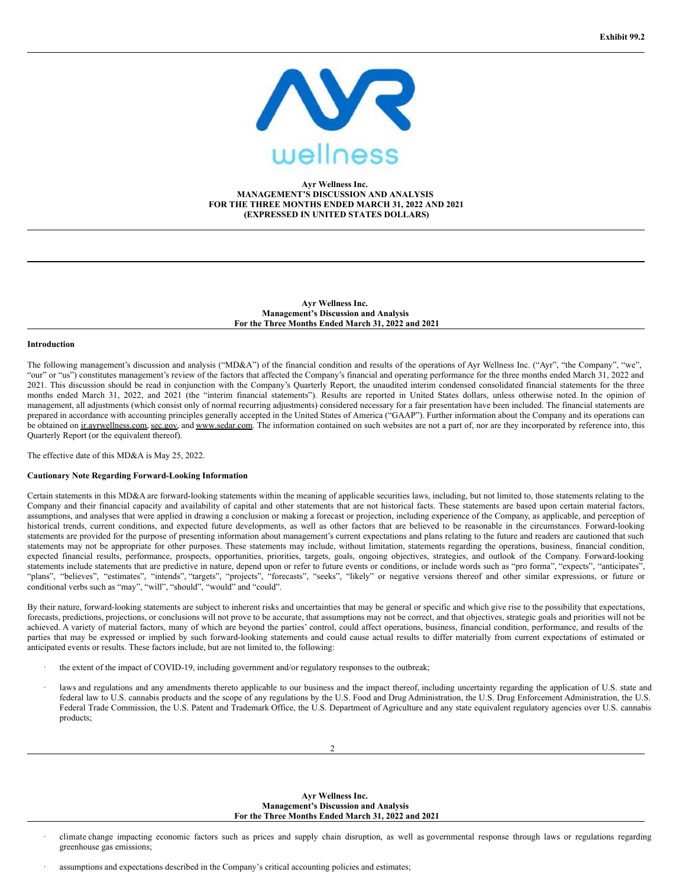Exhibit 99.2

**Ayr Wellness Inc.**
**MANAGEMENT'S DISCUSSION AND ANALYSIS**
**FOR THE THREE MONTHS ENDED MARCH 31, 2022 AND 2021**
**(EXPRESSED IN UNITED STATES DOLLARS)**

**Introduction**

The following management's discussion and analysis ("MD&A") of the financial condition and results of the operations of Ayr Wellness Inc. ("Ayr", "the Company", "we", "our" or "us") constitutes management's review of the factors that affected the Company's financial and operating performance for the three months ended March 31, 2022 and 2021. This discussion should be read in conjunction with the Company's Quarterly Report, the unaudited interim condensed consolidated financial statements for the three months ended March 31, 2022, and 2021 (the "interim financial statements"). Results are reported in United States dollars, unless otherwise noted. In the opinion of management, all adjustments (which consist only of normal recurring adjustments) considered necessary for a fair presentation have been included. The financial statements are prepared in accordance with accounting principles generally accepted in the United States of America ("GAAP"). Further information about the Company and its operations can be obtained on ir.ayrwellness.com, sec.gov, and www.sedar.com. The information contained on such websites are not a part of, nor are they incorporated by reference into, this Quarterly Report (or the equivalent thereof).

The effective date of this MD&A is May 25, 2022.

**Cautionary Note Regarding Forward-Looking Information**

Certain statements in this MD&A are forward-looking statements within the meaning of applicable securities laws, including, but not limited to, those statements relating to the Company and their financial capacity and availability of capital and other statements that are not historical facts. These statements are based upon certain material factors, assumptions, and analyses that were applied in drawing a conclusion or making a forecast or projection, including experience of the Company, as applicable, and perception of historical trends, current conditions, and expected future developments, as well as other factors that are believed to be reasonable in the circumstances. Forward-looking statements are provided for the purpose of presenting information about management's current expectations and plans relating to the future and readers are cautioned that such statements may not be appropriate for other purposes. These statements may include, without limitation, statements regarding the operations, business, financial condition, expected financial results, performance, prospects, opportunities, priorities, targets, goals, ongoing objectives, strategies, and outlook of the Company. Forward-looking statements include statements that are predictive in nature, depend upon or refer to future events or conditions, or include words such as "pro forma", "expects", "anticipates", "plans", "believes", "estimates", "intends", "targets", "projects", "forecasts", "seeks", "likely" or negative versions thereof and other similar expressions, or future or conditional verbs such as "may", "will", "should", "would" and "could".

By their nature, forward-looking statements are subject to inherent risks and uncertainties that may be general or specific and which give rise to the possibility that expectations, forecasts, predictions, projections, or conclusions will not prove to be accurate, that assumptions may not be correct, and that objectives, strategic goals and priorities will not be achieved. A variety of material factors, many of which are beyond the parties' control, could affect operations, business, financial condition, performance, and results of the parties that may be expressed or implied by such forward-looking statements and could cause actual results to differ materially from current expectations of estimated or anticipated events or results. These factors include, but are not limited to, the following:

- the extent of the impact of COVID-19, including government and/or regulatory responses to the outbreak;
- laws and regulations and any amendments thereto applicable to our business and the impact thereof, including uncertainty regarding the application of U.S. state and federal law to U.S. cannabis products and the scope of any regulations by the U.S. Food and Drug Administration, the U.S. Drug Enforcement Administration, the U.S. Federal Trade Commission, the U.S. Patent and Trademark Office, the U.S. Department of Agriculture and any state equivalent regulatory agencies over U.S. cannabis products;
- climate change impacting economic factors such as prices and supply chain disruption, as well as governmental response through laws or regulations regarding greenhouse gas emissions;
- assumptions and expectations described in the Company's critical accounting policies and estimates;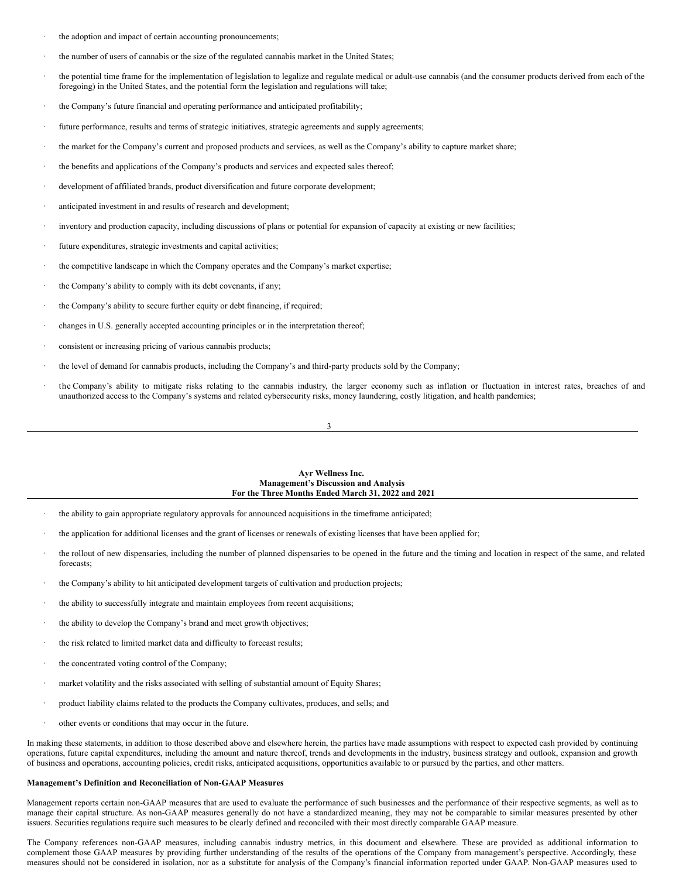- the adoption and impact of certain accounting pronouncements;
- the number of users of cannabis or the size of the regulated cannabis market in the United States;
- the potential time frame for the implementation of legislation to legalize and regulate medical or adult-use cannabis (and the consumer products derived from each of the foregoing) in the United States, and the potential form the legislation and regulations will take;
- the Company's future financial and operating performance and anticipated profitability;
- future performance, results and terms of strategic initiatives, strategic agreements and supply agreements;
- the market for the Company's current and proposed products and services, as well as the Company's ability to capture market share;
- the benefits and applications of the Company's products and services and expected sales thereof;
- development of affiliated brands, product diversification and future corporate development;
- anticipated investment in and results of research and development;
- inventory and production capacity, including discussions of plans or potential for expansion of capacity at existing or new facilities;
- future expenditures, strategic investments and capital activities;
- the competitive landscape in which the Company operates and the Company's market expertise;
- the Company's ability to comply with its debt covenants, if any;
- the Company's ability to secure further equity or debt financing, if required;
- changes in U.S. generally accepted accounting principles or in the interpretation thereof;
- consistent or increasing pricing of various cannabis products;
- the level of demand for cannabis products, including the Company's and third-party products sold by the Company;
- the Company's ability to mitigate risks relating to the cannabis industry, the larger economy such as inflation or fluctuation in interest rates, breaches of and unauthorized access to the Company's systems and related cybersecurity risks, money laundering, costly litigation, and health pandemics;
- the ability to gain appropriate regulatory approvals for announced acquisitions in the timeframe anticipated;
- the application for additional licenses and the grant of licenses or renewals of existing licenses that have been applied for;
- the rollout of new dispensaries, including the number of planned dispensaries to be opened in the future and the timing and location in respect of the same, and related forecasts;
- the Company's ability to hit anticipated development targets of cultivation and production projects;
- the ability to successfully integrate and maintain employees from recent acquisitions;
- the ability to develop the Company's brand and meet growth objectives;
- the risk related to limited market data and difficulty to forecast results;
- the concentrated voting control of the Company;
- market volatility and the risks associated with selling of substantial amount of Equity Shares;
- product liability claims related to the products the Company cultivates, produces, and sells; and
- other events or conditions that may occur in the future.

In making these statements, in addition to those described above and elsewhere herein, the parties have made assumptions with respect to expected cash provided by continuing operations, future capital expenditures, including the amount and nature thereof, trends and developments in the industry, business strategy and outlook, expansion and growth of business and operations, accounting policies, credit risks, anticipated acquisitions, opportunities available to or pursued by the parties, and other matters.

**Management's Definition and Reconciliation of Non-GAAP Measures**

Management reports certain non-GAAP measures that are used to evaluate the performance of such businesses and the performance of their respective segments, as well as to manage their capital structure. As non-GAAP measures generally do not have a standardized meaning, they may not be comparable to similar measures presented by other issuers. Securities regulations require such measures to be clearly defined and reconciled with their most directly comparable GAAP measure.

The Company references non-GAAP measures, including cannabis industry metrics, in this document and elsewhere. These are provided as additional information to complement those GAAP measures by providing further understanding of the results of the operations of the Company from management's perspective. Accordingly, these measures should not be considered in isolation, nor as a substitute for analysis of the Company's financial information reported under GAAP. Non-GAAP measures used to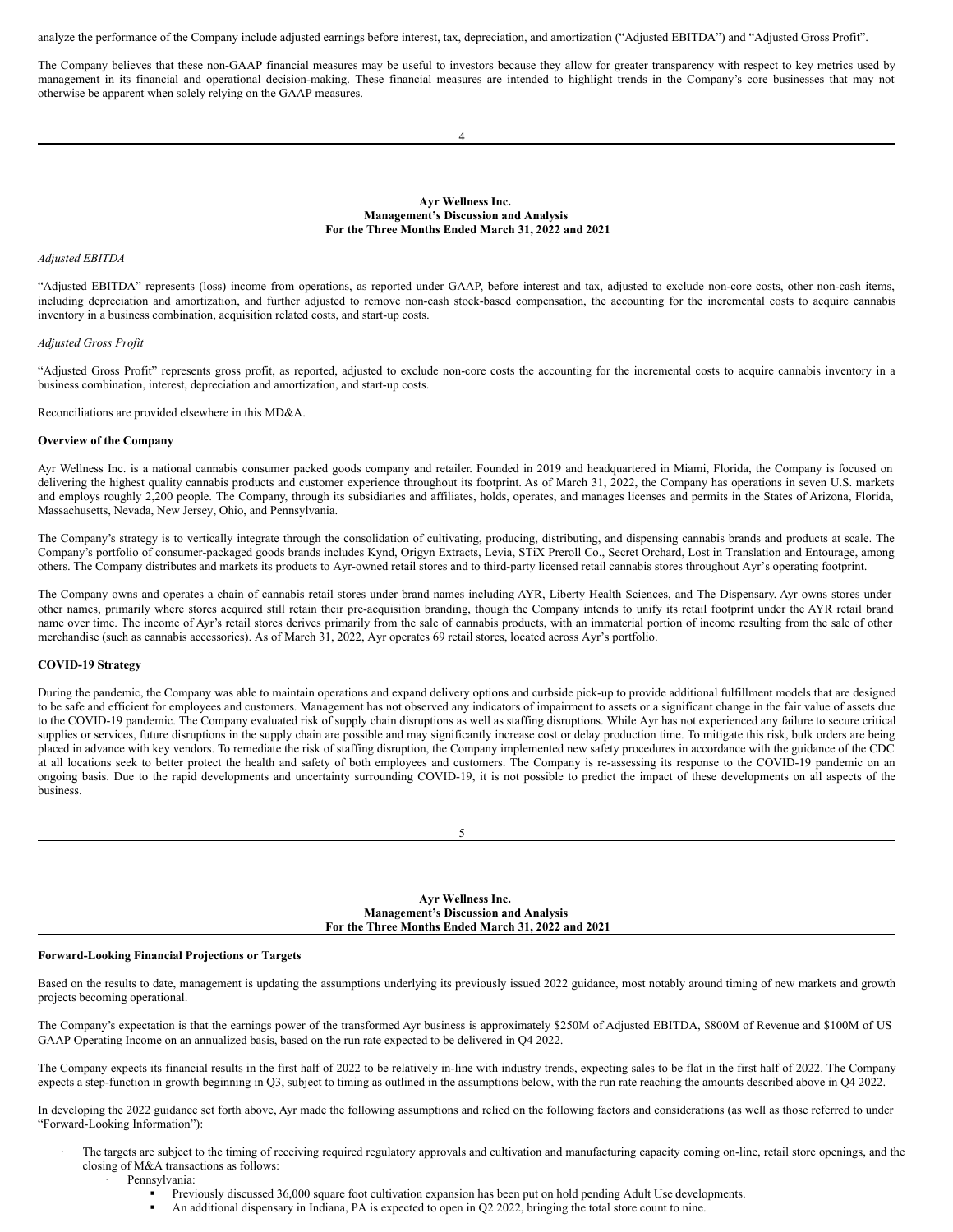analyze the performance of the Company include adjusted earnings before interest, tax, depreciation, and amortization ("Adjusted EBITDA") and "Adjusted Gross Profit".

The Company believes that these non-GAAP financial measures may be useful to investors because they allow for greater transparency with respect to key metrics used by management in its financial and operational decision-making. These financial measures are intended to highlight trends in the Company's core businesses that may not otherwise be apparent when solely relying on the GAAP measures.

*Adjusted EBITDA*

"Adjusted EBITDA" represents (loss) income from operations, as reported under GAAP, before interest and tax, adjusted to exclude non-core costs, other non-cash items, including depreciation and amortization, and further adjusted to remove non-cash stock-based compensation, the accounting for the incremental costs to acquire cannabis inventory in a business combination, acquisition related costs, and start-up costs.

*Adjusted Gross Profit*

"Adjusted Gross Profit" represents gross profit, as reported, adjusted to exclude non-core costs the accounting for the incremental costs to acquire cannabis inventory in a business combination, interest, depreciation and amortization, and start-up costs.

Reconciliations are provided elsewhere in this MD&A.

**Overview of the Company**

Ayr Wellness Inc. is a national cannabis consumer packed goods company and retailer. Founded in 2019 and headquartered in Miami, Florida, the Company is focused on delivering the highest quality cannabis products and customer experience throughout its footprint. As of March 31, 2022, the Company has operations in seven U.S. markets and employs roughly 2,200 people. The Company, through its subsidiaries and affiliates, holds, operates, and manages licenses and permits in the States of Arizona, Florida, Massachusetts, Nevada, New Jersey, Ohio, and Pennsylvania.

The Company's strategy is to vertically integrate through the consolidation of cultivating, producing, distributing, and dispensing cannabis brands and products at scale. The Company's portfolio of consumer-packaged goods brands includes Kynd, Origyn Extracts, Levia, STiX Preroll Co., Secret Orchard, Lost in Translation and Entourage, among others. The Company distributes and markets its products to Ayr-owned retail stores and to third-party licensed retail cannabis stores throughout Ayr's operating footprint.

The Company owns and operates a chain of cannabis retail stores under brand names including AYR, Liberty Health Sciences, and The Dispensary. Ayr owns stores under other names, primarily where stores acquired still retain their pre-acquisition branding, though the Company intends to unify its retail footprint under the AYR retail brand name over time. The income of Ayr's retail stores derives primarily from the sale of cannabis products, with an immaterial portion of income resulting from the sale of other merchandise (such as cannabis accessories). As of March 31, 2022, Ayr operates 69 retail stores, located across Ayr's portfolio.

**COVID-19 Strategy**

During the pandemic, the Company was able to maintain operations and expand delivery options and curbside pick-up to provide additional fulfillment models that are designed to be safe and efficient for employees and customers. Management has not observed any indicators of impairment to assets or a significant change in the fair value of assets due to the COVID-19 pandemic. The Company evaluated risk of supply chain disruptions as well as staffing disruptions. While Ayr has not experienced any failure to secure critical supplies or services, future disruptions in the supply chain are possible and may significantly increase cost or delay production time. To mitigate this risk, bulk orders are being placed in advance with key vendors. To remediate the risk of staffing disruption, the Company implemented new safety procedures in accordance with the guidance of the CDC at all locations seek to better protect the health and safety of both employees and customers. The Company is re-assessing its response to the COVID-19 pandemic on an ongoing basis. Due to the rapid developments and uncertainty surrounding COVID-19, it is not possible to predict the impact of these developments on all aspects of the business.

**Forward-Looking Financial Projections or Targets**

Based on the results to date, management is updating the assumptions underlying its previously issued 2022 guidance, most notably around timing of new markets and growth projects becoming operational.

The Company's expectation is that the earnings power of the transformed Ayr business is approximately $250M of Adjusted EBITDA, $800M of Revenue and $100M of US GAAP Operating Income on an annualized basis, based on the run rate expected to be delivered in Q4 2022.

The Company expects its financial results in the first half of 2022 to be relatively in-line with industry trends, expecting sales to be flat in the first half of 2022. The Company expects a step-function in growth beginning in Q3, subject to timing as outlined in the assumptions below, with the run rate reaching the amounts described above in Q4 2022.

In developing the 2022 guidance set forth above, Ayr made the following assumptions and relied on the following factors and considerations (as well as those referred to under "Forward-Looking Information"):

- The targets are subject to the timing of receiving required regulatory approvals and cultivation and manufacturing capacity coming on-line, retail store openings, and the closing of M&A transactions as follows:
  - Pennsylvania:
    - Previously discussed 36,000 square foot cultivation expansion has been put on hold pending Adult Use developments.
    - An additional dispensary in Indiana, PA is expected to open in Q2 2022, bringing the total store count to nine.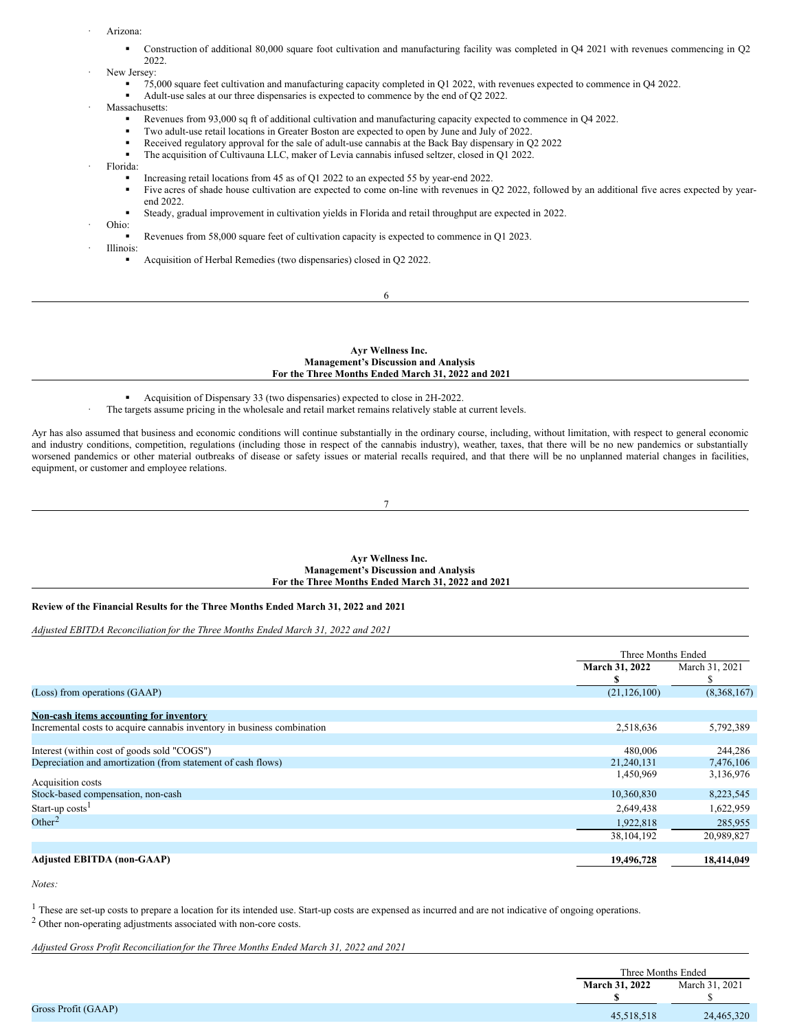- Arizona:
  - Construction of additional 80,000 square foot cultivation and manufacturing facility was completed in Q4 2021 with revenues commencing in Q2 2022.
- New Jersey:
  - 75,000 square feet cultivation and manufacturing capacity completed in Q1 2022, with revenues expected to commence in Q4 2022.
  - Adult-use sales at our three dispensaries is expected to commence by the end of Q2 2022.
- Massachusetts:
  - Revenues from 93,000 sq ft of additional cultivation and manufacturing capacity expected to commence in Q4 2022.
  - Two adult-use retail locations in Greater Boston are expected to open by June and July of 2022.
  - Received regulatory approval for the sale of adult-use cannabis at the Back Bay dispensary in Q2 2022
  - The acquisition of Cultivauna LLC, maker of Levia cannabis infused seltzer, closed in Q1 2022.
- Florida:
  - Increasing retail locations from 45 as of Q1 2022 to an expected 55 by year-end 2022.
  - Five acres of shade house cultivation are expected to come on-line with revenues in Q2 2022, followed by an additional five acres expected by year-end 2022.
  - Steady, gradual improvement in cultivation yields in Florida and retail throughput are expected in 2022.
- Ohio:
  - Revenues from 58,000 square feet of cultivation capacity is expected to commence in Q1 2023.
- Illinois:
  - Acquisition of Herbal Remedies (two dispensaries) closed in Q2 2022.
  - Acquisition of Dispensary 33 (two dispensaries) expected to close in 2H-2022.
- The targets assume pricing in the wholesale and retail market remains relatively stable at current levels.

Ayr has also assumed that business and economic conditions will continue substantially in the ordinary course, including, without limitation, with respect to general economic and industry conditions, competition, regulations (including those in respect of the cannabis industry), weather, taxes, that there will be no new pandemics or substantially worsened pandemics or other material outbreaks of disease or safety issues or material recalls required, and that there will be no unplanned material changes in facilities, equipment, or customer and employee relations.

**Review of the Financial Results for the Three Months Ended March 31, 2022 and 2021**

*Adjusted EBITDA Reconciliation for the Three Months Ended March 31, 2022 and 2021*

| | Three Months Ended | |
|---|---|---|
| | **March 31, 2022** | March 31, 2021 |
| | **$** | $ |
| (Loss) from operations (GAAP) | (21,126,100) | (8,368,167) |
| **Non-cash items accounting for inventory** | | |
| Incremental costs to acquire cannabis inventory in business combination | 2,518,636 | 5,792,389 |
| Interest (within cost of goods sold "COGS") | 480,006 | 244,286 |
| Depreciation and amortization (from statement of cash flows) | 21,240,131 | 7,476,106 |
| Acquisition costs | 1,450,969 | 3,136,976 |
| Stock-based compensation, non-cash | 10,360,830 | 8,223,545 |
| Start-up costs[1] | 2,649,438 | 1,622,959 |
| Other[2] | 1,922,818 | 285,955 |
| | 38,104,192 | 20,989,827 |
| **Adjusted EBITDA (non-GAAP)** | **19,496,728** | **18,414,049** |

*Notes:*

[1] These are set-up costs to prepare a location for its intended use. Start-up costs are expensed as incurred and are not indicative of ongoing operations.

[2] Other non-operating adjustments associated with non-core costs.

*Adjusted Gross Profit Reconciliation for the Three Months Ended March 31, 2022 and 2021*

| | Three Months Ended | |
|---|---|---|
| | **March 31, 2022** | March 31, 2021 |
| | **$** | $ |
| Gross Profit (GAAP) | 45,518,518 | 24,465,320 |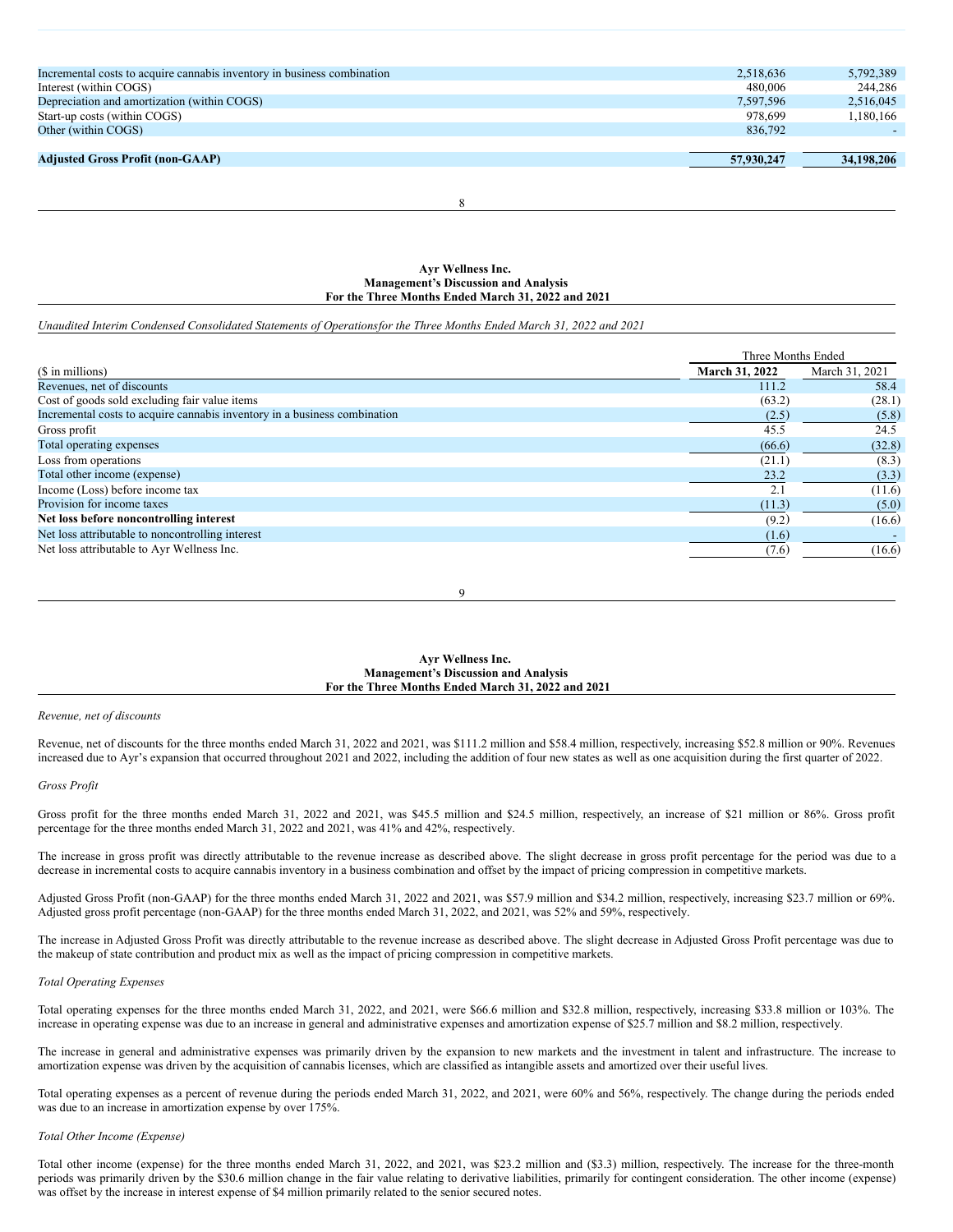| | | |
|---|---|---|
| Incremental costs to acquire cannabis inventory in business combination | 2,518,636 | 5,792,389 |
| Interest (within COGS) | 480,006 | 244,286 |
| Depreciation and amortization (within COGS) | 7,597,596 | 2,516,045 |
| Start-up costs (within COGS) | 978,699 | 1,180,166 |
| Other (within COGS) | 836,792 | - |
| **Adjusted Gross Profit (non-GAAP)** | **57,930,247** | **34,198,206** |

**Ayr Wellness Inc.**
**Management's Discussion and Analysis**
**For the Three Months Ended March 31, 2022 and 2021**

*Unaudited Interim Condensed Consolidated Statements of Operationsfor the Three Months Ended March 31, 2022 and 2021*

| | Three Months Ended | |
|---|---|---|
| ($ in millions) | **March 31, 2022** | March 31, 2021 |
| Revenues, net of discounts | 111.2 | 58.4 |
| Cost of goods sold excluding fair value items | (63.2) | (28.1) |
| Incremental costs to acquire cannabis inventory in a business combination | (2.5) | (5.8) |
| Gross profit | 45.5 | 24.5 |
| Total operating expenses | (66.6) | (32.8) |
| Loss from operations | (21.1) | (8.3) |
| Total other income (expense) | 23.2 | (3.3) |
| Income (Loss) before income tax | 2.1 | (11.6) |
| Provision for income taxes | (11.3) | (5.0) |
| **Net loss before noncontrolling interest** | (9.2) | (16.6) |
| Net loss attributable to noncontrolling interest | (1.6) | - |
| Net loss attributable to Ayr Wellness Inc. | (7.6) | (16.6) |

**Ayr Wellness Inc.**
**Management's Discussion and Analysis**
**For the Three Months Ended March 31, 2022 and 2021**

*Revenue, net of discounts*

Revenue, net of discounts for the three months ended March 31, 2022 and 2021, was $111.2 million and $58.4 million, respectively, increasing $52.8 million or 90%. Revenues increased due to Ayr's expansion that occurred throughout 2021 and 2022, including the addition of four new states as well as one acquisition during the first quarter of 2022.

*Gross Profit*

Gross profit for the three months ended March 31, 2022 and 2021, was $45.5 million and $24.5 million, respectively, an increase of $21 million or 86%. Gross profit percentage for the three months ended March 31, 2022 and 2021, was 41% and 42%, respectively.

The increase in gross profit was directly attributable to the revenue increase as described above. The slight decrease in gross profit percentage for the period was due to a decrease in incremental costs to acquire cannabis inventory in a business combination and offset by the impact of pricing compression in competitive markets.

Adjusted Gross Profit (non-GAAP) for the three months ended March 31, 2022 and 2021, was $57.9 million and $34.2 million, respectively, increasing $23.7 million or 69%. Adjusted gross profit percentage (non-GAAP) for the three months ended March 31, 2022, and 2021, was 52% and 59%, respectively.

The increase in Adjusted Gross Profit was directly attributable to the revenue increase as described above. The slight decrease in Adjusted Gross Profit percentage was due to the makeup of state contribution and product mix as well as the impact of pricing compression in competitive markets.

*Total Operating Expenses*

Total operating expenses for the three months ended March 31, 2022, and 2021, were $66.6 million and $32.8 million, respectively, increasing $33.8 million or 103%. The increase in operating expense was due to an increase in general and administrative expenses and amortization expense of $25.7 million and $8.2 million, respectively.

The increase in general and administrative expenses was primarily driven by the expansion to new markets and the investment in talent and infrastructure. The increase to amortization expense was driven by the acquisition of cannabis licenses, which are classified as intangible assets and amortized over their useful lives.

Total operating expenses as a percent of revenue during the periods ended March 31, 2022, and 2021, were 60% and 56%, respectively. The change during the periods ended was due to an increase in amortization expense by over 175%.

*Total Other Income (Expense)*

Total other income (expense) for the three months ended March 31, 2022, and 2021, was $23.2 million and ($3.3) million, respectively. The increase for the three-month periods was primarily driven by the $30.6 million change in the fair value relating to derivative liabilities, primarily for contingent consideration. The other income (expense) was offset by the increase in interest expense of $4 million primarily related to the senior secured notes.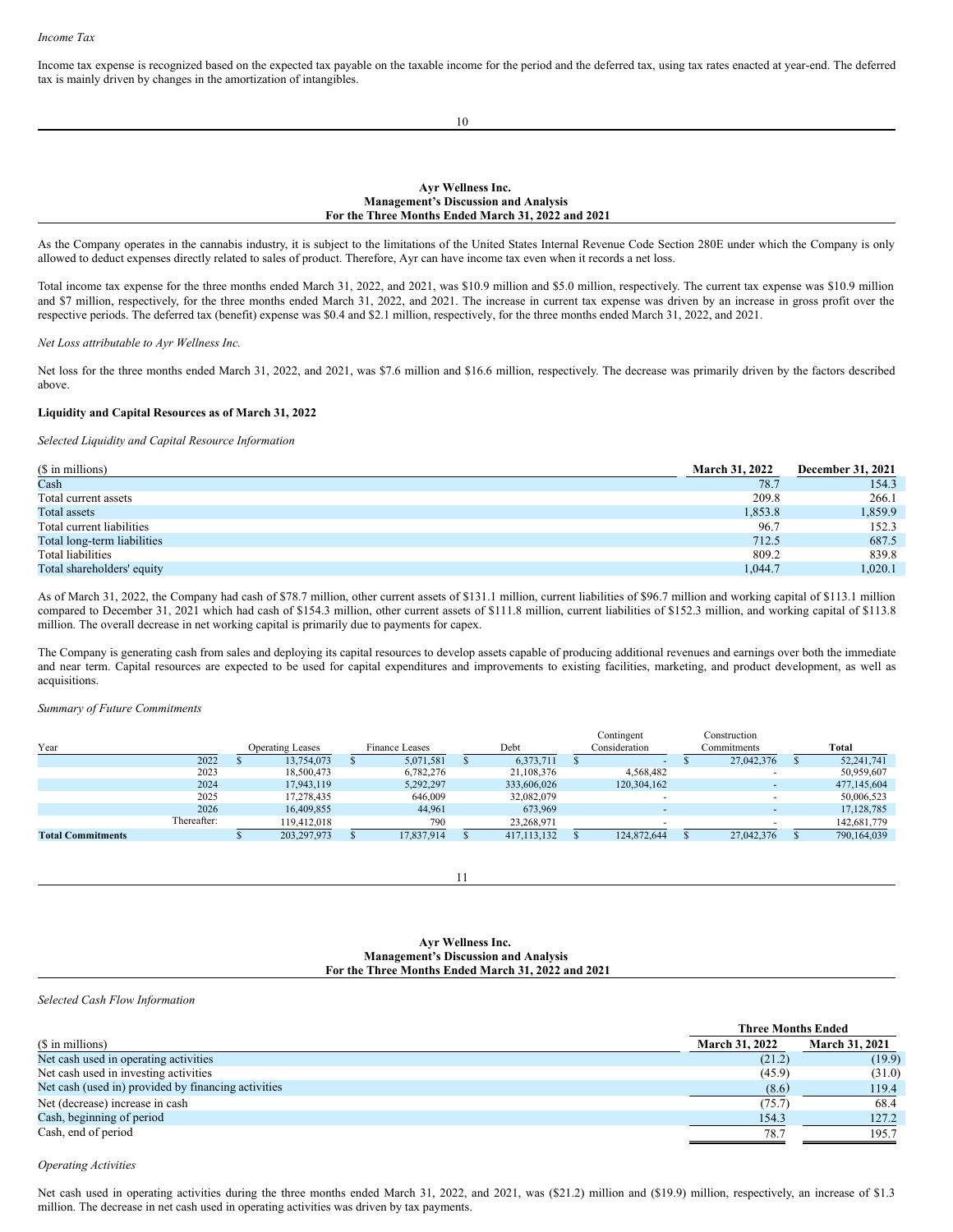*Income Tax*

Income tax expense is recognized based on the expected tax payable on the taxable income for the period and the deferred tax, using tax rates enacted at year-end. The deferred tax is mainly driven by changes in the amortization of intangibles.

As the Company operates in the cannabis industry, it is subject to the limitations of the United States Internal Revenue Code Section 280E under which the Company is only allowed to deduct expenses directly related to sales of product. Therefore, Ayr can have income tax even when it records a net loss.

Total income tax expense for the three months ended March 31, 2022, and 2021, was $10.9 million and $5.0 million, respectively. The current tax expense was $10.9 million and $7 million, respectively, for the three months ended March 31, 2022, and 2021. The increase in current tax expense was driven by an increase in gross profit over the respective periods. The deferred tax (benefit) expense was $0.4 and $2.1 million, respectively, for the three months ended March 31, 2022, and 2021.

*Net Loss attributable to Ayr Wellness Inc.*

Net loss for the three months ended March 31, 2022, and 2021, was $7.6 million and $16.6 million, respectively. The decrease was primarily driven by the factors described above.

**Liquidity and Capital Resources as of March 31, 2022**

*Selected Liquidity and Capital Resource Information*

| ($ in millions) | March 31, 2022 | December 31, 2021 |
|---|---|---|
| Cash | 78.7 | 154.3 |
| Total current assets | 209.8 | 266.1 |
| Total assets | 1,853.8 | 1,859.9 |
| Total current liabilities | 96.7 | 152.3 |
| Total long-term liabilities | 712.5 | 687.5 |
| Total liabilities | 809.2 | 839.8 |
| Total shareholders' equity | 1,044.7 | 1,020.1 |

As of March 31, 2022, the Company had cash of $78.7 million, other current assets of $131.1 million, current liabilities of $96.7 million and working capital of $113.1 million compared to December 31, 2021 which had cash of $154.3 million, other current assets of $111.8 million, current liabilities of $152.3 million, and working capital of $113.8 million. The overall decrease in net working capital is primarily due to payments for capex.

The Company is generating cash from sales and deploying its capital resources to develop assets capable of producing additional revenues and earnings over both the immediate and near term. Capital resources are expected to be used for capital expenditures and improvements to existing facilities, marketing, and product development, as well as acquisitions.

*Summary of Future Commitments*

| Year | Operating Leases | Finance Leases | Debt | Contingent Consideration | Construction Commitments | Total |
|---|---|---|---|---|---|---|
| 2022 | $ 13,754,073 | $ 5,071,581 | $ 6,373,711 | $ - | $ 27,042,376 | $ 52,241,741 |
| 2023 | 18,500,473 | 6,782,276 | 21,108,376 | 4,568,482 | - | 50,959,607 |
| 2024 | 17,943,119 | 5,292,297 | 333,606,026 | 120,304,162 | - | 477,145,604 |
| 2025 | 17,278,435 | 646,009 | 32,082,079 | - | - | 50,006,523 |
| 2026 | 16,409,855 | 44,961 | 673,969 | - | - | 17,128,785 |
| Thereafter: | 119,412,018 | 790 | 23,268,971 | - | - | 142,681,779 |
| **Total Commitments** | $ 203,297,973 | $ 17,837,914 | $ 417,113,132 | $ 124,872,644 | $ 27,042,376 | $ 790,164,039 |

*Selected Cash Flow Information*

| | Three Months Ended | |
|---|---|---|
| ($ in millions) | March 31, 2022 | March 31, 2021 |
| Net cash used in operating activities | (21.2) | (19.9) |
| Net cash used in investing activities | (45.9) | (31.0) |
| Net cash (used in) provided by financing activities | (8.6) | 119.4 |
| Net (decrease) increase in cash | (75.7) | 68.4 |
| Cash, beginning of period | 154.3 | 127.2 |
| Cash, end of period | 78.7 | 195.7 |

*Operating Activities*

Net cash used in operating activities during the three months ended March 31, 2022, and 2021, was ($21.2) million and ($19.9) million, respectively, an increase of $1.3 million. The decrease in net cash used in operating activities was driven by tax payments.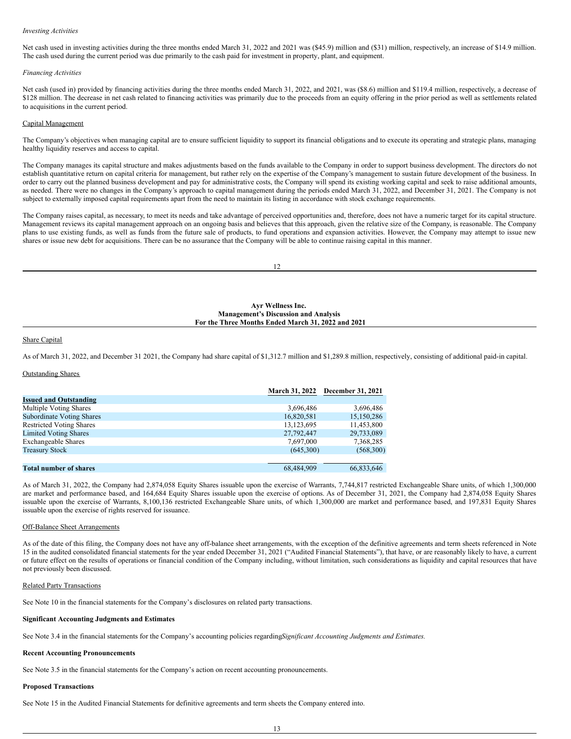*Investing Activities*

Net cash used in investing activities during the three months ended March 31, 2022 and 2021 was ($45.9) million and ($31) million, respectively, an increase of $14.9 million. The cash used during the current period was due primarily to the cash paid for investment in property, plant, and equipment.

*Financing Activities*

Net cash (used in) provided by financing activities during the three months ended March 31, 2022, and 2021, was ($8.6) million and $119.4 million, respectively, a decrease of $128 million. The decrease in net cash related to financing activities was primarily due to the proceeds from an equity offering in the prior period as well as settlements related to acquisitions in the current period.

Capital Management

The Company's objectives when managing capital are to ensure sufficient liquidity to support its financial obligations and to execute its operating and strategic plans, managing healthy liquidity reserves and access to capital.

The Company manages its capital structure and makes adjustments based on the funds available to the Company in order to support business development. The directors do not establish quantitative return on capital criteria for management, but rather rely on the expertise of the Company's management to sustain future development of the business. In order to carry out the planned business development and pay for administrative costs, the Company will spend its existing working capital and seek to raise additional amounts, as needed. There were no changes in the Company's approach to capital management during the periods ended March 31, 2022, and December 31, 2021. The Company is not subject to externally imposed capital requirements apart from the need to maintain its listing in accordance with stock exchange requirements.

The Company raises capital, as necessary, to meet its needs and take advantage of perceived opportunities and, therefore, does not have a numeric target for its capital structure. Management reviews its capital management approach on an ongoing basis and believes that this approach, given the relative size of the Company, is reasonable. The Company plans to use existing funds, as well as funds from the future sale of products, to fund operations and expansion activities. However, the Company may attempt to issue new shares or issue new debt for acquisitions. There can be no assurance that the Company will be able to continue raising capital in this manner.

Share Capital

As of March 31, 2022, and December 31 2021, the Company had share capital of $1,312.7 million and $1,289.8 million, respectively, consisting of additional paid-in capital.

Outstanding Shares

| | March 31, 2022 | December 31, 2021 |
|---|---|---|
| **Issued and Outstanding** | | |
| Multiple Voting Shares | 3,696,486 | 3,696,486 |
| Subordinate Voting Shares | 16,820,581 | 15,150,286 |
| Restricted Voting Shares | 13,123,695 | 11,453,800 |
| Limited Voting Shares | 27,792,447 | 29,733,089 |
| Exchangeable Shares | 7,697,000 | 7,368,285 |
| Treasury Stock | (645,300) | (568,300) |
| **Total number of shares** | 68,484,909 | 66,833,646 |

As of March 31, 2022, the Company had 2,874,058 Equity Shares issuable upon the exercise of Warrants, 7,744,817 restricted Exchangeable Share units, of which 1,300,000 are market and performance based, and 164,684 Equity Shares issuable upon the exercise of options. As of December 31, 2021, the Company had 2,874,058 Equity Shares issuable upon the exercise of Warrants, 8,100,136 restricted Exchangeable Share units, of which 1,300,000 are market and performance based, and 197,831 Equity Shares issuable upon the exercise of rights reserved for issuance.

Off-Balance Sheet Arrangements

As of the date of this filing, the Company does not have any off-balance sheet arrangements, with the exception of the definitive agreements and term sheets referenced in Note 15 in the audited consolidated financial statements for the year ended December 31, 2021 ("Audited Financial Statements"), that have, or are reasonably likely to have, a current or future effect on the results of operations or financial condition of the Company including, without limitation, such considerations as liquidity and capital resources that have not previously been discussed.

Related Party Transactions

See Note 10 in the financial statements for the Company's disclosures on related party transactions.

**Significant Accounting Judgments and Estimates**

See Note 3.4 in the financial statements for the Company's accounting policies regarding *Significant Accounting Judgments and Estimates.*

**Recent Accounting Pronouncements**

See Note 3.5 in the financial statements for the Company's action on recent accounting pronouncements.

**Proposed Transactions**

See Note 15 in the Audited Financial Statements for definitive agreements and term sheets the Company entered into.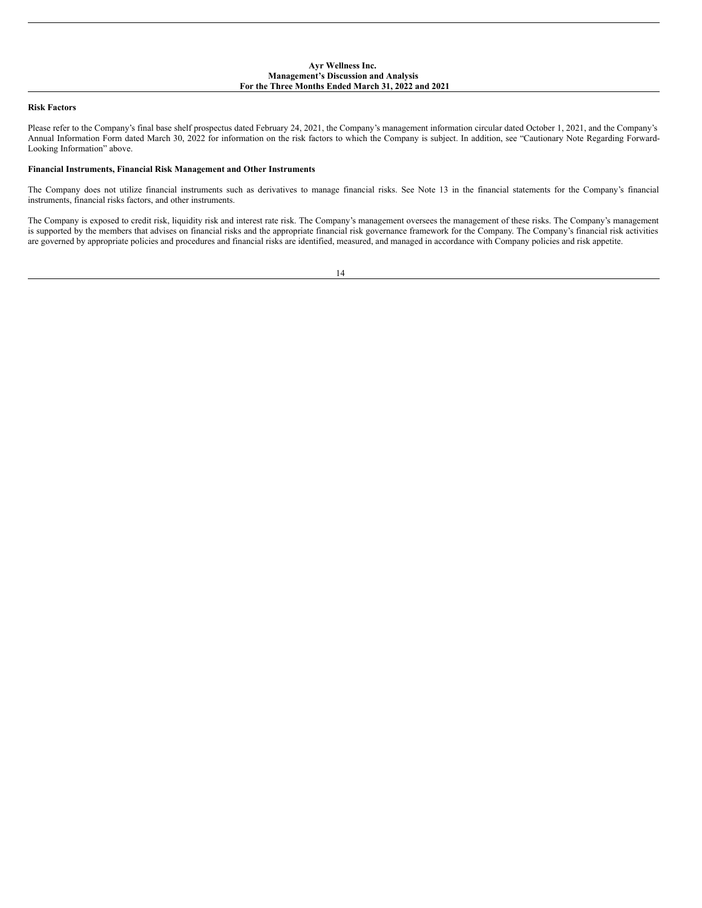**Risk Factors**

Please refer to the Company's final base shelf prospectus dated February 24, 2021, the Company's management information circular dated October 1, 2021, and the Company's Annual Information Form dated March 30, 2022 for information on the risk factors to which the Company is subject. In addition, see "Cautionary Note Regarding Forward-Looking Information" above.

**Financial Instruments, Financial Risk Management and Other Instruments**

The Company does not utilize financial instruments such as derivatives to manage financial risks. See Note 13 in the financial statements for the Company's financial instruments, financial risks factors, and other instruments.

The Company is exposed to credit risk, liquidity risk and interest rate risk. The Company's management oversees the management of these risks. The Company's management is supported by the members that advises on financial risks and the appropriate financial risk governance framework for the Company. The Company's financial risk activities are governed by appropriate policies and procedures and financial risks are identified, measured, and managed in accordance with Company policies and risk appetite.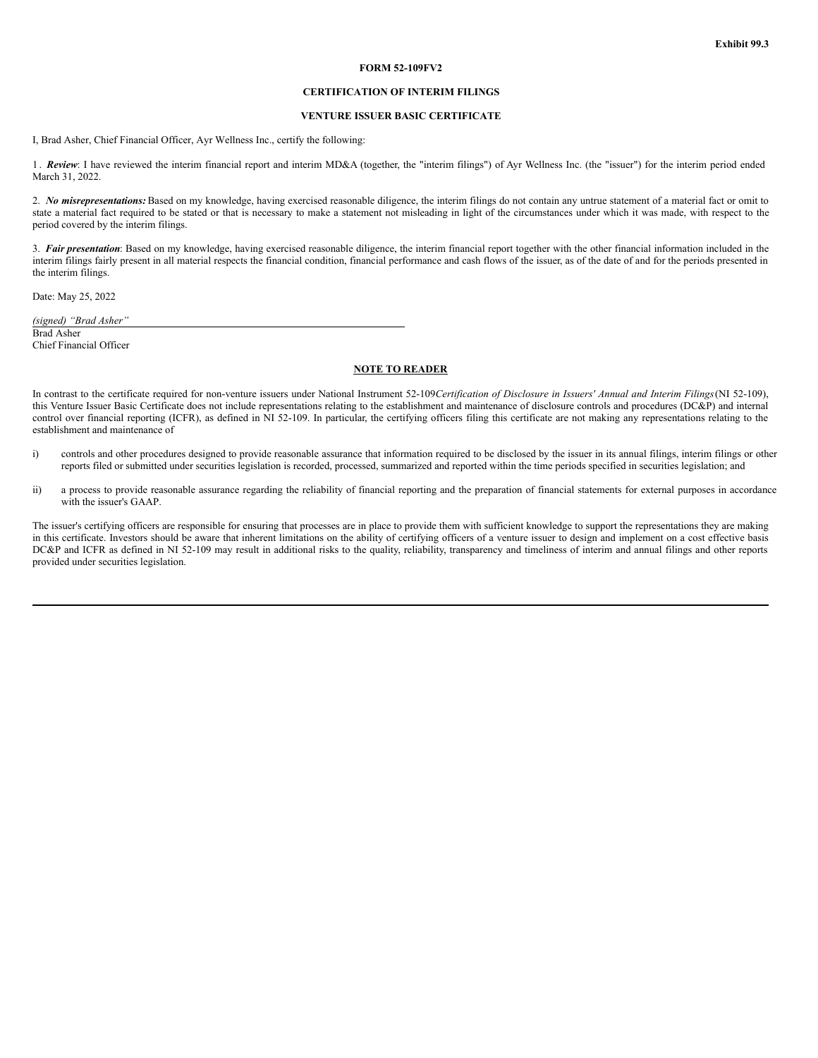**Exhibit 99.3**

**FORM 52-109FV2**

**CERTIFICATION OF INTERIM FILINGS**

**VENTURE ISSUER BASIC CERTIFICATE**

I, Brad Asher, Chief Financial Officer, Ayr Wellness Inc., certify the following:

1 . ***Review***: I have reviewed the interim financial report and interim MD&A (together, the "interim filings") of Ayr Wellness Inc. (the "issuer") for the interim period ended March 31, 2022.

2. ***No misrepresentations:*** Based on my knowledge, having exercised reasonable diligence, the interim filings do not contain any untrue statement of a material fact or omit to state a material fact required to be stated or that is necessary to make a statement not misleading in light of the circumstances under which it was made, with respect to the period covered by the interim filings.

3. ***Fair presentation***: Based on my knowledge, having exercised reasonable diligence, the interim financial report together with the other financial information included in the interim filings fairly present in all material respects the financial condition, financial performance and cash flows of the issuer, as of the date of and for the periods presented in the interim filings.

Date: May 25, 2022

*(signed) "Brad Asher"*
Brad Asher
Chief Financial Officer

**NOTE TO READER**

In contrast to the certificate required for non-venture issuers under National Instrument 52-109*Certification of Disclosure in Issuers' Annual and Interim Filings*(NI 52-109), this Venture Issuer Basic Certificate does not include representations relating to the establishment and maintenance of disclosure controls and procedures (DC&P) and internal control over financial reporting (ICFR), as defined in NI 52-109. In particular, the certifying officers filing this certificate are not making any representations relating to the establishment and maintenance of

i) controls and other procedures designed to provide reasonable assurance that information required to be disclosed by the issuer in its annual filings, interim filings or other reports filed or submitted under securities legislation is recorded, processed, summarized and reported within the time periods specified in securities legislation; and

ii) a process to provide reasonable assurance regarding the reliability of financial reporting and the preparation of financial statements for external purposes in accordance with the issuer's GAAP.

The issuer's certifying officers are responsible for ensuring that processes are in place to provide them with sufficient knowledge to support the representations they are making in this certificate. Investors should be aware that inherent limitations on the ability of certifying officers of a venture issuer to design and implement on a cost effective basis DC&P and ICFR as defined in NI 52-109 may result in additional risks to the quality, reliability, transparency and timeliness of interim and annual filings and other reports provided under securities legislation.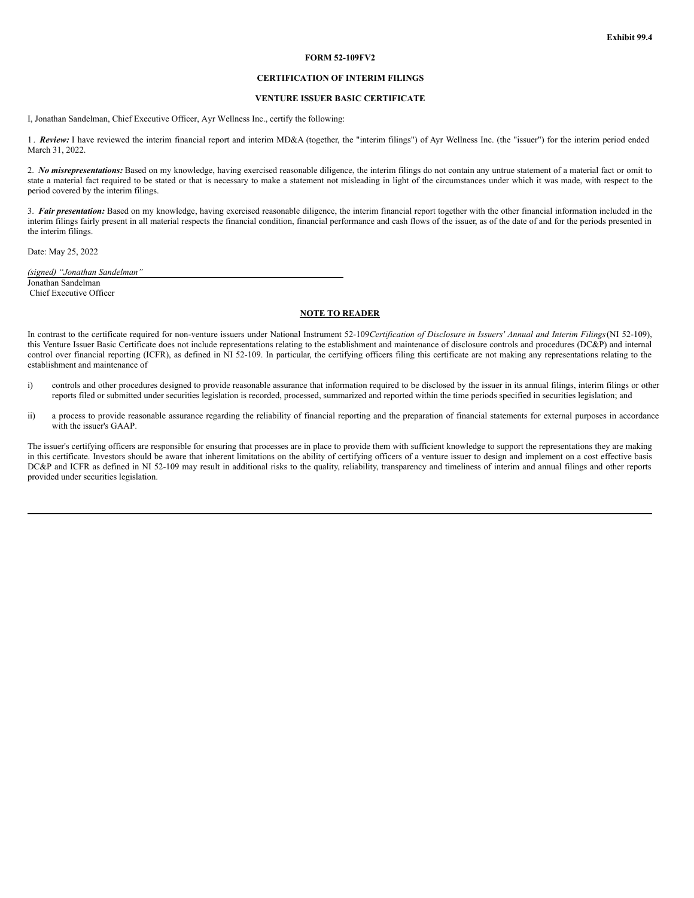**Exhibit 99.4**

**FORM 52-109FV2**

**CERTIFICATION OF INTERIM FILINGS**

**VENTURE ISSUER BASIC CERTIFICATE**

I, Jonathan Sandelman, Chief Executive Officer, Ayr Wellness Inc., certify the following:

1 . ***Review:*** I have reviewed the interim financial report and interim MD&A (together, the "interim filings") of Ayr Wellness Inc. (the "issuer") for the interim period ended March 31, 2022.

2. ***No misrepresentations:*** Based on my knowledge, having exercised reasonable diligence, the interim filings do not contain any untrue statement of a material fact or omit to state a material fact required to be stated or that is necessary to make a statement not misleading in light of the circumstances under which it was made, with respect to the period covered by the interim filings.

3. ***Fair presentation:*** Based on my knowledge, having exercised reasonable diligence, the interim financial report together with the other financial information included in the interim filings fairly present in all material respects the financial condition, financial performance and cash flows of the issuer, as of the date of and for the periods presented in the interim filings.

Date: May 25, 2022

*(signed) "Jonathan Sandelman"*
Jonathan Sandelman
Chief Executive Officer

**NOTE TO READER**

In contrast to the certificate required for non-venture issuers under National Instrument 52-109 *Certification of Disclosure in Issuers' Annual and Interim Filings* (NI 52-109), this Venture Issuer Basic Certificate does not include representations relating to the establishment and maintenance of disclosure controls and procedures (DC&P) and internal control over financial reporting (ICFR), as defined in NI 52-109. In particular, the certifying officers filing this certificate are not making any representations relating to the establishment and maintenance of

i) controls and other procedures designed to provide reasonable assurance that information required to be disclosed by the issuer in its annual filings, interim filings or other reports filed or submitted under securities legislation is recorded, processed, summarized and reported within the time periods specified in securities legislation; and

ii) a process to provide reasonable assurance regarding the reliability of financial reporting and the preparation of financial statements for external purposes in accordance with the issuer's GAAP.

The issuer's certifying officers are responsible for ensuring that processes are in place to provide them with sufficient knowledge to support the representations they are making in this certificate. Investors should be aware that inherent limitations on the ability of certifying officers of a venture issuer to design and implement on a cost effective basis DC&P and ICFR as defined in NI 52-109 may result in additional risks to the quality, reliability, transparency and timeliness of interim and annual filings and other reports provided under securities legislation.